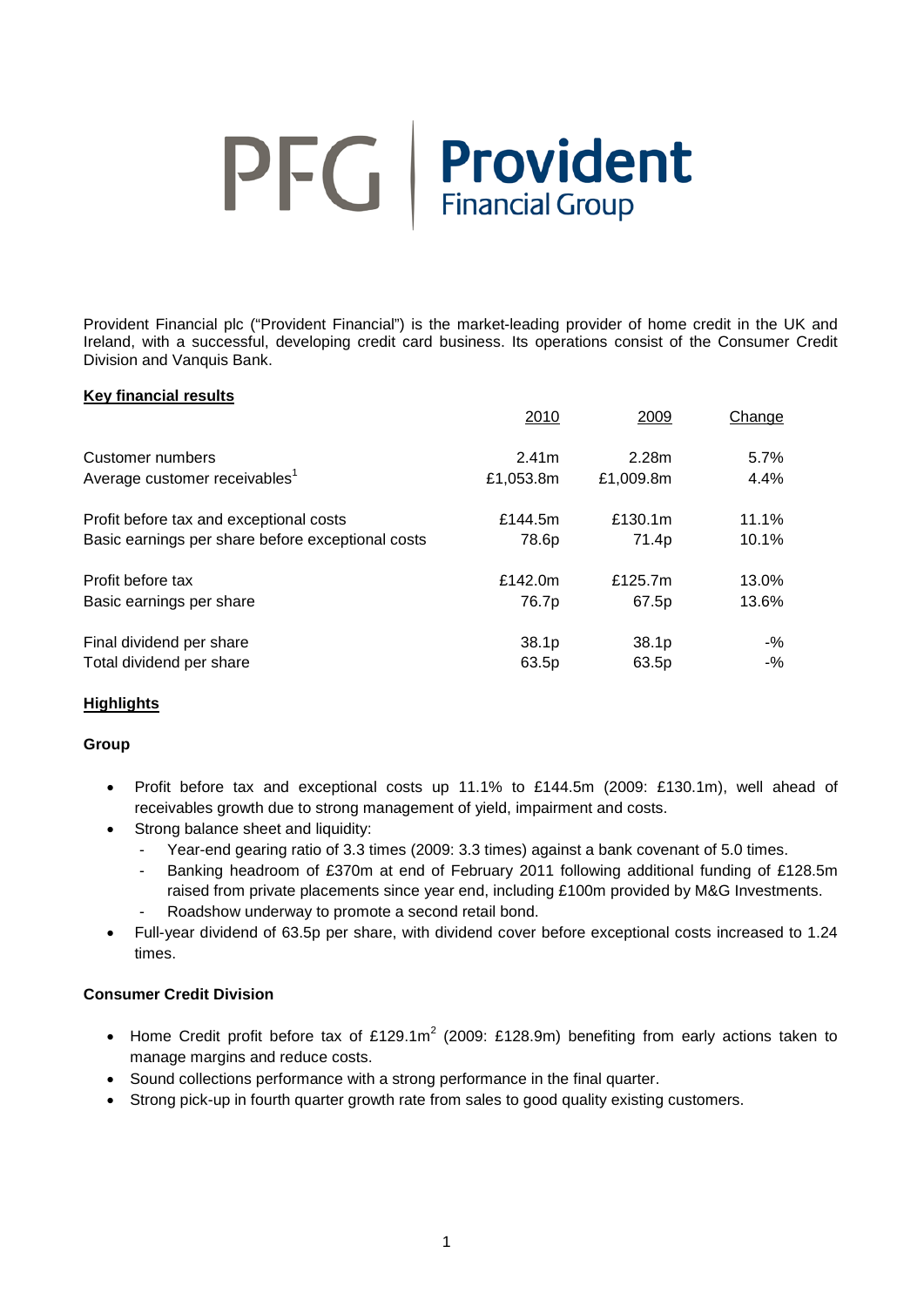# PFG | Provident Financial Group

Provident Financial plc ("Provident Financial") is the market-leading provider of home credit in the UK and Ireland, with a successful, developing credit card business. Its operations consist of the Consumer Credit Division and Vanquis Bank.

**Key financial results**

| | 2010 | 2009 | Change |
|---|---|---|---|
| Customer numbers | 2.41m | 2.28m | 5.7% |
| Average customer receivables[1] | £1,053.8m | £1,009.8m | 4.4% |
| Profit before tax and exceptional costs | £144.5m | £130.1m | 11.1% |
| Basic earnings per share before exceptional costs | 78.6p | 71.4p | 10.1% |
| Profit before tax | £142.0m | £125.7m | 13.0% |
| Basic earnings per share | 76.7p | 67.5p | 13.6% |
| Final dividend per share | 38.1p | 38.1p | -% |
| Total dividend per share | 63.5p | 63.5p | -% |

**Highlights**

**Group**

- Profit before tax and exceptional costs up 11.1% to £144.5m (2009: £130.1m), well ahead of receivables growth due to strong management of yield, impairment and costs.
- Strong balance sheet and liquidity:
  - Year-end gearing ratio of 3.3 times (2009: 3.3 times) against a bank covenant of 5.0 times.
  - Banking headroom of £370m at end of February 2011 following additional funding of £128.5m raised from private placements since year end, including £100m provided by M&G Investments.
  - Roadshow underway to promote a second retail bond.
- Full-year dividend of 63.5p per share, with dividend cover before exceptional costs increased to 1.24 times.

**Consumer Credit Division**

- Home Credit profit before tax of £129.1m[2] (2009: £128.9m) benefiting from early actions taken to manage margins and reduce costs.
- Sound collections performance with a strong performance in the final quarter.
- Strong pick-up in fourth quarter growth rate from sales to good quality existing customers.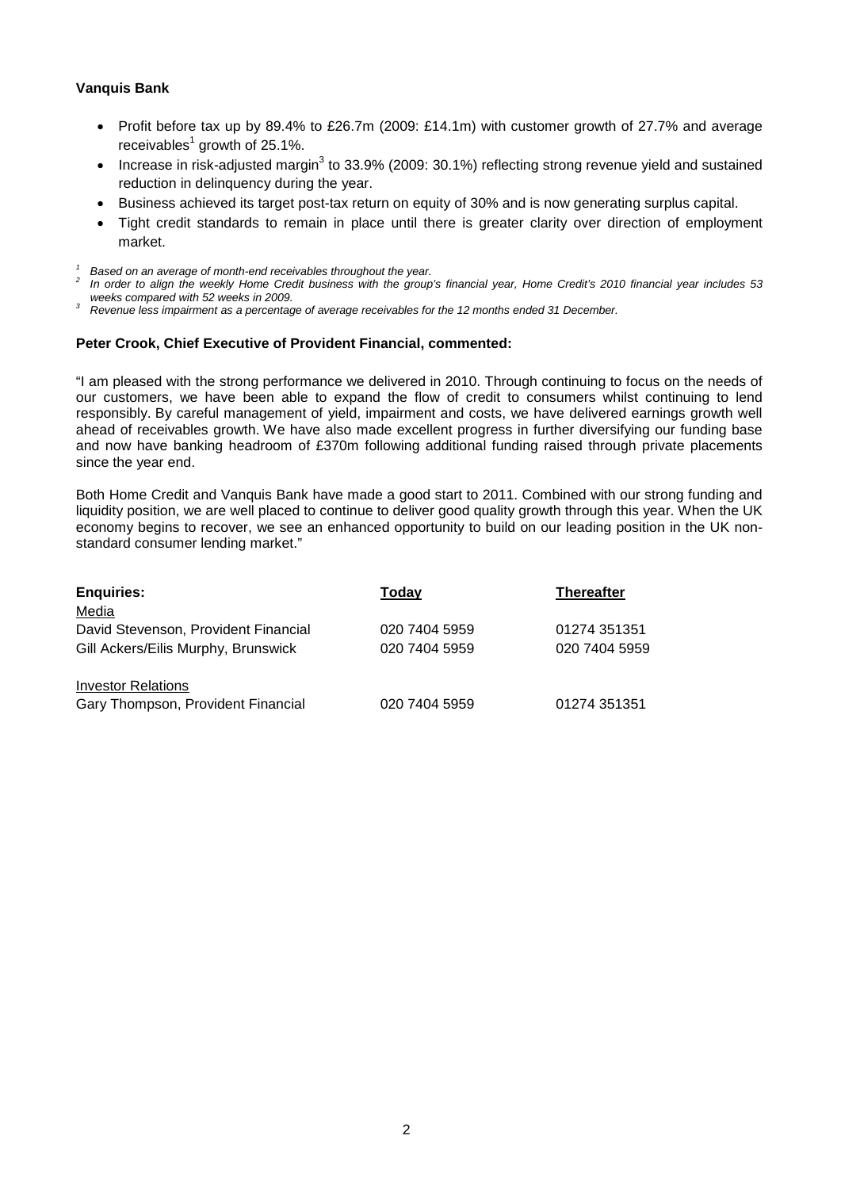**Vanquis Bank**

- Profit before tax up by 89.4% to £26.7m (2009: £14.1m) with customer growth of 27.7% and average receivables[1] growth of 25.1%.
- Increase in risk-adjusted margin[3] to 33.9% (2009: 30.1%) reflecting strong revenue yield and sustained reduction in delinquency during the year.
- Business achieved its target post-tax return on equity of 30% and is now generating surplus capital.
- Tight credit standards to remain in place until there is greater clarity over direction of employment market.

*[1] Based on an average of month-end receivables throughout the year.*
*[2] In order to align the weekly Home Credit business with the group's financial year, Home Credit's 2010 financial year includes 53 weeks compared with 52 weeks in 2009.*
*[3] Revenue less impairment as a percentage of average receivables for the 12 months ended 31 December.*

**Peter Crook, Chief Executive of Provident Financial, commented:**

"I am pleased with the strong performance we delivered in 2010. Through continuing to focus on the needs of our customers, we have been able to expand the flow of credit to consumers whilst continuing to lend responsibly. By careful management of yield, impairment and costs, we have delivered earnings growth well ahead of receivables growth. We have also made excellent progress in further diversifying our funding base and now have banking headroom of £370m following additional funding raised through private placements since the year end.

Both Home Credit and Vanquis Bank have made a good start to 2011. Combined with our strong funding and liquidity position, we are well placed to continue to deliver good quality growth through this year. When the UK economy begins to recover, we see an enhanced opportunity to build on our leading position in the UK non-standard consumer lending market."

| **Enquiries:** | **Today** | **Thereafter** |
|---|---|---|
| Media | | |
| David Stevenson, Provident Financial | 020 7404 5959 | 01274 351351 |
| Gill Ackers/Eilis Murphy, Brunswick | 020 7404 5959 | 020 7404 5959 |
| | | |
| Investor Relations | | |
| Gary Thompson, Provident Financial | 020 7404 5959 | 01274 351351 |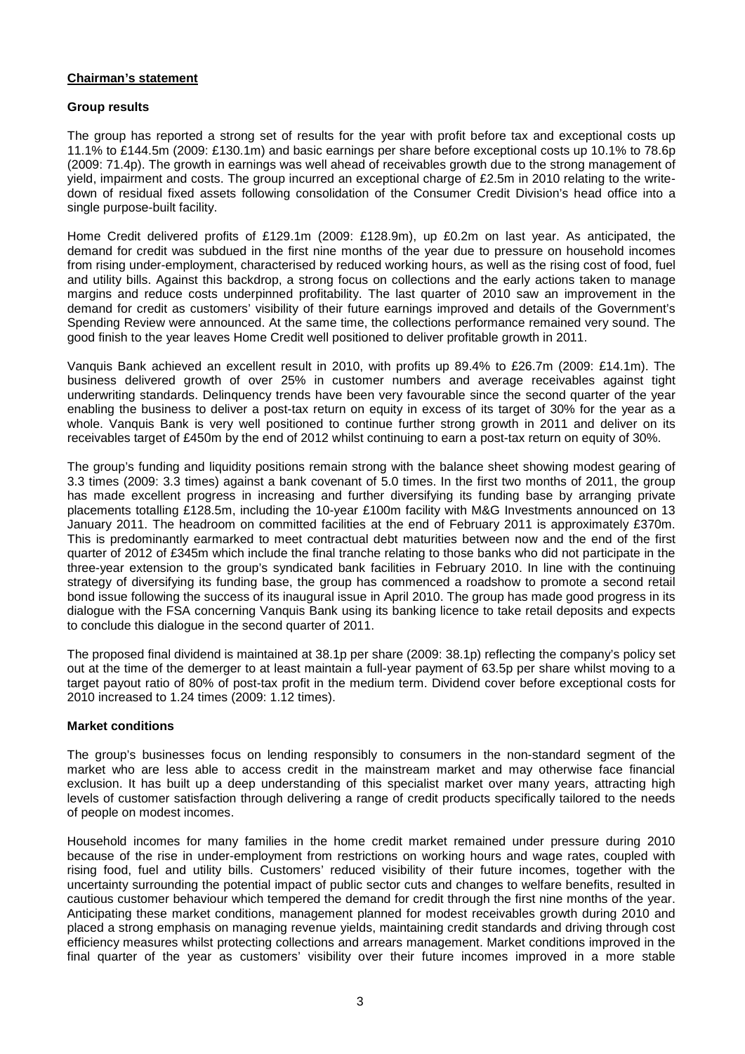**Chairman's statement**

**Group results**

The group has reported a strong set of results for the year with profit before tax and exceptional costs up 11.1% to £144.5m (2009: £130.1m) and basic earnings per share before exceptional costs up 10.1% to 78.6p (2009: 71.4p). The growth in earnings was well ahead of receivables growth due to the strong management of yield, impairment and costs. The group incurred an exceptional charge of £2.5m in 2010 relating to the write-down of residual fixed assets following consolidation of the Consumer Credit Division's head office into a single purpose-built facility.

Home Credit delivered profits of £129.1m (2009: £128.9m), up £0.2m on last year. As anticipated, the demand for credit was subdued in the first nine months of the year due to pressure on household incomes from rising under-employment, characterised by reduced working hours, as well as the rising cost of food, fuel and utility bills. Against this backdrop, a strong focus on collections and the early actions taken to manage margins and reduce costs underpinned profitability. The last quarter of 2010 saw an improvement in the demand for credit as customers' visibility of their future earnings improved and details of the Government's Spending Review were announced. At the same time, the collections performance remained very sound. The good finish to the year leaves Home Credit well positioned to deliver profitable growth in 2011.

Vanquis Bank achieved an excellent result in 2010, with profits up 89.4% to £26.7m (2009: £14.1m). The business delivered growth of over 25% in customer numbers and average receivables against tight underwriting standards. Delinquency trends have been very favourable since the second quarter of the year enabling the business to deliver a post-tax return on equity in excess of its target of 30% for the year as a whole. Vanquis Bank is very well positioned to continue further strong growth in 2011 and deliver on its receivables target of £450m by the end of 2012 whilst continuing to earn a post-tax return on equity of 30%.

The group's funding and liquidity positions remain strong with the balance sheet showing modest gearing of 3.3 times (2009: 3.3 times) against a bank covenant of 5.0 times. In the first two months of 2011, the group has made excellent progress in increasing and further diversifying its funding base by arranging private placements totalling £128.5m, including the 10-year £100m facility with M&G Investments announced on 13 January 2011. The headroom on committed facilities at the end of February 2011 is approximately £370m. This is predominantly earmarked to meet contractual debt maturities between now and the end of the first quarter of 2012 of £345m which include the final tranche relating to those banks who did not participate in the three-year extension to the group's syndicated bank facilities in February 2010. In line with the continuing strategy of diversifying its funding base, the group has commenced a roadshow to promote a second retail bond issue following the success of its inaugural issue in April 2010. The group has made good progress in its dialogue with the FSA concerning Vanquis Bank using its banking licence to take retail deposits and expects to conclude this dialogue in the second quarter of 2011.

The proposed final dividend is maintained at 38.1p per share (2009: 38.1p) reflecting the company's policy set out at the time of the demerger to at least maintain a full-year payment of 63.5p per share whilst moving to a target payout ratio of 80% of post-tax profit in the medium term. Dividend cover before exceptional costs for 2010 increased to 1.24 times (2009: 1.12 times).

**Market conditions**

The group's businesses focus on lending responsibly to consumers in the non-standard segment of the market who are less able to access credit in the mainstream market and may otherwise face financial exclusion. It has built up a deep understanding of this specialist market over many years, attracting high levels of customer satisfaction through delivering a range of credit products specifically tailored to the needs of people on modest incomes.

Household incomes for many families in the home credit market remained under pressure during 2010 because of the rise in under-employment from restrictions on working hours and wage rates, coupled with rising food, fuel and utility bills. Customers' reduced visibility of their future incomes, together with the uncertainty surrounding the potential impact of public sector cuts and changes to welfare benefits, resulted in cautious customer behaviour which tempered the demand for credit through the first nine months of the year. Anticipating these market conditions, management planned for modest receivables growth during 2010 and placed a strong emphasis on managing revenue yields, maintaining credit standards and driving through cost efficiency measures whilst protecting collections and arrears management. Market conditions improved in the final quarter of the year as customers' visibility over their future incomes improved in a more stable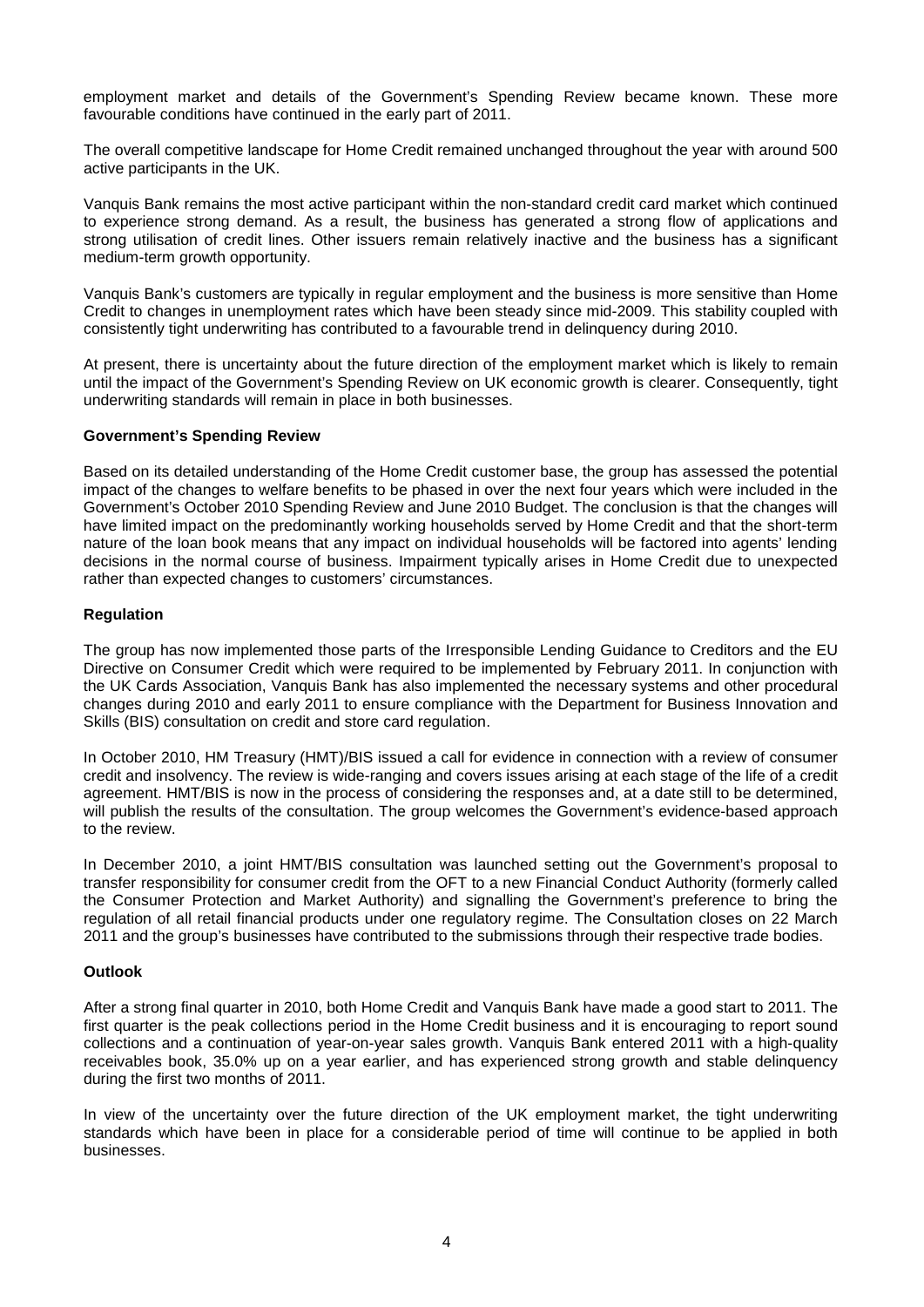employment market and details of the Government's Spending Review became known. These more favourable conditions have continued in the early part of 2011.

The overall competitive landscape for Home Credit remained unchanged throughout the year with around 500 active participants in the UK.

Vanquis Bank remains the most active participant within the non-standard credit card market which continued to experience strong demand. As a result, the business has generated a strong flow of applications and strong utilisation of credit lines. Other issuers remain relatively inactive and the business has a significant medium-term growth opportunity.

Vanquis Bank's customers are typically in regular employment and the business is more sensitive than Home Credit to changes in unemployment rates which have been steady since mid-2009. This stability coupled with consistently tight underwriting has contributed to a favourable trend in delinquency during 2010.

At present, there is uncertainty about the future direction of the employment market which is likely to remain until the impact of the Government's Spending Review on UK economic growth is clearer. Consequently, tight underwriting standards will remain in place in both businesses.

**Government's Spending Review**

Based on its detailed understanding of the Home Credit customer base, the group has assessed the potential impact of the changes to welfare benefits to be phased in over the next four years which were included in the Government's October 2010 Spending Review and June 2010 Budget. The conclusion is that the changes will have limited impact on the predominantly working households served by Home Credit and that the short-term nature of the loan book means that any impact on individual households will be factored into agents' lending decisions in the normal course of business. Impairment typically arises in Home Credit due to unexpected rather than expected changes to customers' circumstances.

**Regulation**

The group has now implemented those parts of the Irresponsible Lending Guidance to Creditors and the EU Directive on Consumer Credit which were required to be implemented by February 2011. In conjunction with the UK Cards Association, Vanquis Bank has also implemented the necessary systems and other procedural changes during 2010 and early 2011 to ensure compliance with the Department for Business Innovation and Skills (BIS) consultation on credit and store card regulation.

In October 2010, HM Treasury (HMT)/BIS issued a call for evidence in connection with a review of consumer credit and insolvency. The review is wide-ranging and covers issues arising at each stage of the life of a credit agreement. HMT/BIS is now in the process of considering the responses and, at a date still to be determined, will publish the results of the consultation. The group welcomes the Government's evidence-based approach to the review.

In December 2010, a joint HMT/BIS consultation was launched setting out the Government's proposal to transfer responsibility for consumer credit from the OFT to a new Financial Conduct Authority (formerly called the Consumer Protection and Market Authority) and signalling the Government's preference to bring the regulation of all retail financial products under one regulatory regime. The Consultation closes on 22 March 2011 and the group's businesses have contributed to the submissions through their respective trade bodies.

**Outlook**

After a strong final quarter in 2010, both Home Credit and Vanquis Bank have made a good start to 2011. The first quarter is the peak collections period in the Home Credit business and it is encouraging to report sound collections and a continuation of year-on-year sales growth. Vanquis Bank entered 2011 with a high-quality receivables book, 35.0% up on a year earlier, and has experienced strong growth and stable delinquency during the first two months of 2011.

In view of the uncertainty over the future direction of the UK employment market, the tight underwriting standards which have been in place for a considerable period of time will continue to be applied in both businesses.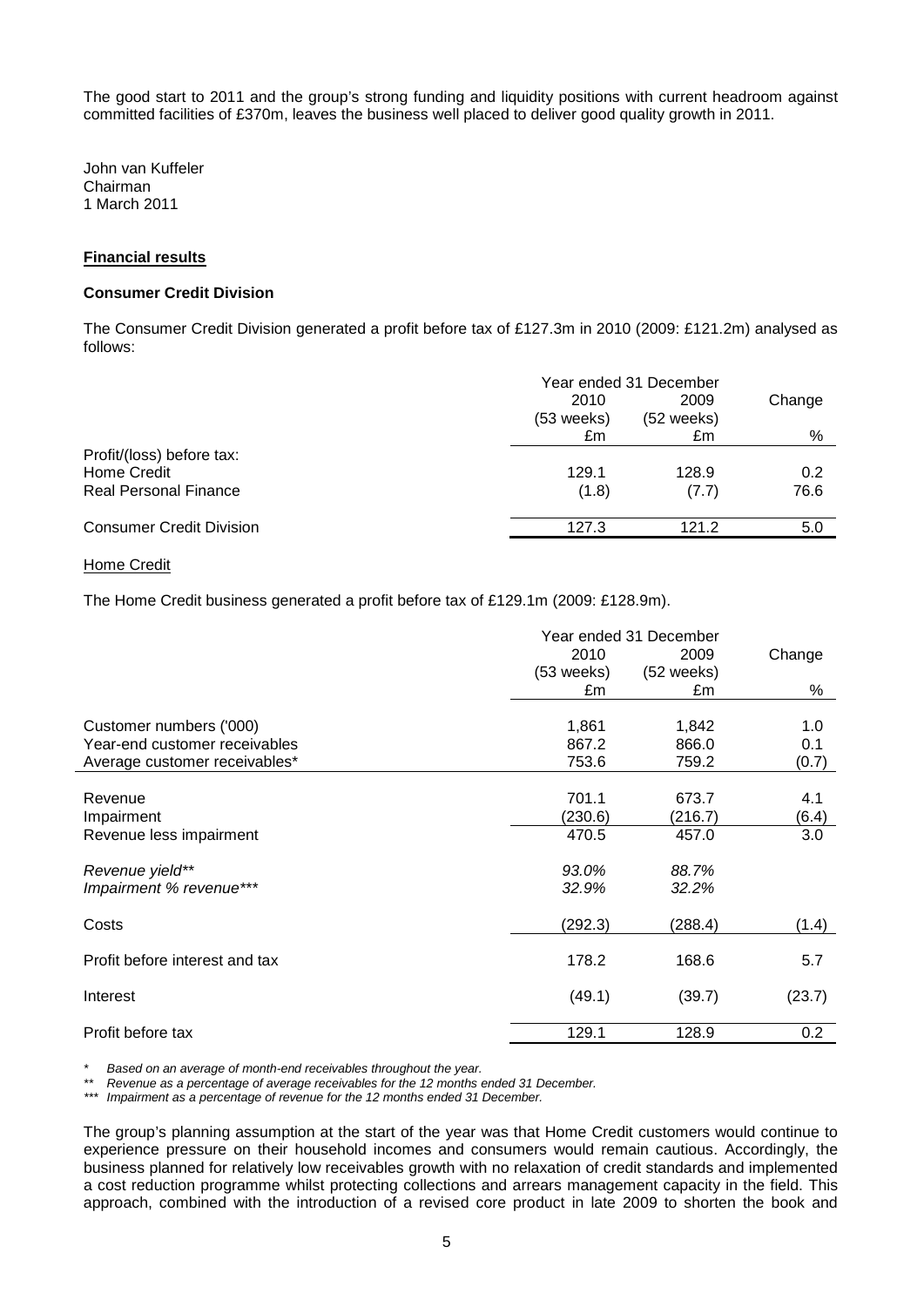The good start to 2011 and the group's strong funding and liquidity positions with current headroom against committed facilities of £370m, leaves the business well placed to deliver good quality growth in 2011.

John van Kuffeler
Chairman
1 March 2011

## **Financial results**

### **Consumer Credit Division**

The Consumer Credit Division generated a profit before tax of £127.3m in 2010 (2009: £121.2m) analysed as follows:

| | Year ended 31 December | | |
|---|---|---|---|
| | 2010 (53 weeks) £m | 2009 (52 weeks) £m | Change % |
| Profit/(loss) before tax: | | | |
| Home Credit | 129.1 | 128.9 | 0.2 |
| Real Personal Finance | (1.8) | (7.7) | 76.6 |
| Consumer Credit Division | 127.3 | 121.2 | 5.0 |

Home Credit

The Home Credit business generated a profit before tax of £129.1m (2009: £128.9m).

| | Year ended 31 December | | |
|---|---|---|---|
| | 2010 (53 weeks) £m | 2009 (52 weeks) £m | Change % |
| Customer numbers ('000) | 1,861 | 1,842 | 1.0 |
| Year-end customer receivables | 867.2 | 866.0 | 0.1 |
| Average customer receivables* | 753.6 | 759.2 | (0.7) |
| Revenue | 701.1 | 673.7 | 4.1 |
| Impairment | (230.6) | (216.7) | (6.4) |
| Revenue less impairment | 470.5 | 457.0 | 3.0 |
| *Revenue yield*** | *93.0%* | *88.7%* | |
| *Impairment % revenue**** | *32.9%* | *32.2%* | |
| Costs | (292.3) | (288.4) | (1.4) |
| Profit before interest and tax | 178.2 | 168.6 | 5.7 |
| Interest | (49.1) | (39.7) | (23.7) |
| Profit before tax | 129.1 | 128.9 | 0.2 |

\* *Based on an average of month-end receivables throughout the year.*
** *Revenue as a percentage of average receivables for the 12 months ended 31 December.*
*** *Impairment as a percentage of revenue for the 12 months ended 31 December.*

The group's planning assumption at the start of the year was that Home Credit customers would continue to experience pressure on their household incomes and consumers would remain cautious. Accordingly, the business planned for relatively low receivables growth with no relaxation of credit standards and implemented a cost reduction programme whilst protecting collections and arrears management capacity in the field. This approach, combined with the introduction of a revised core product in late 2009 to shorten the book and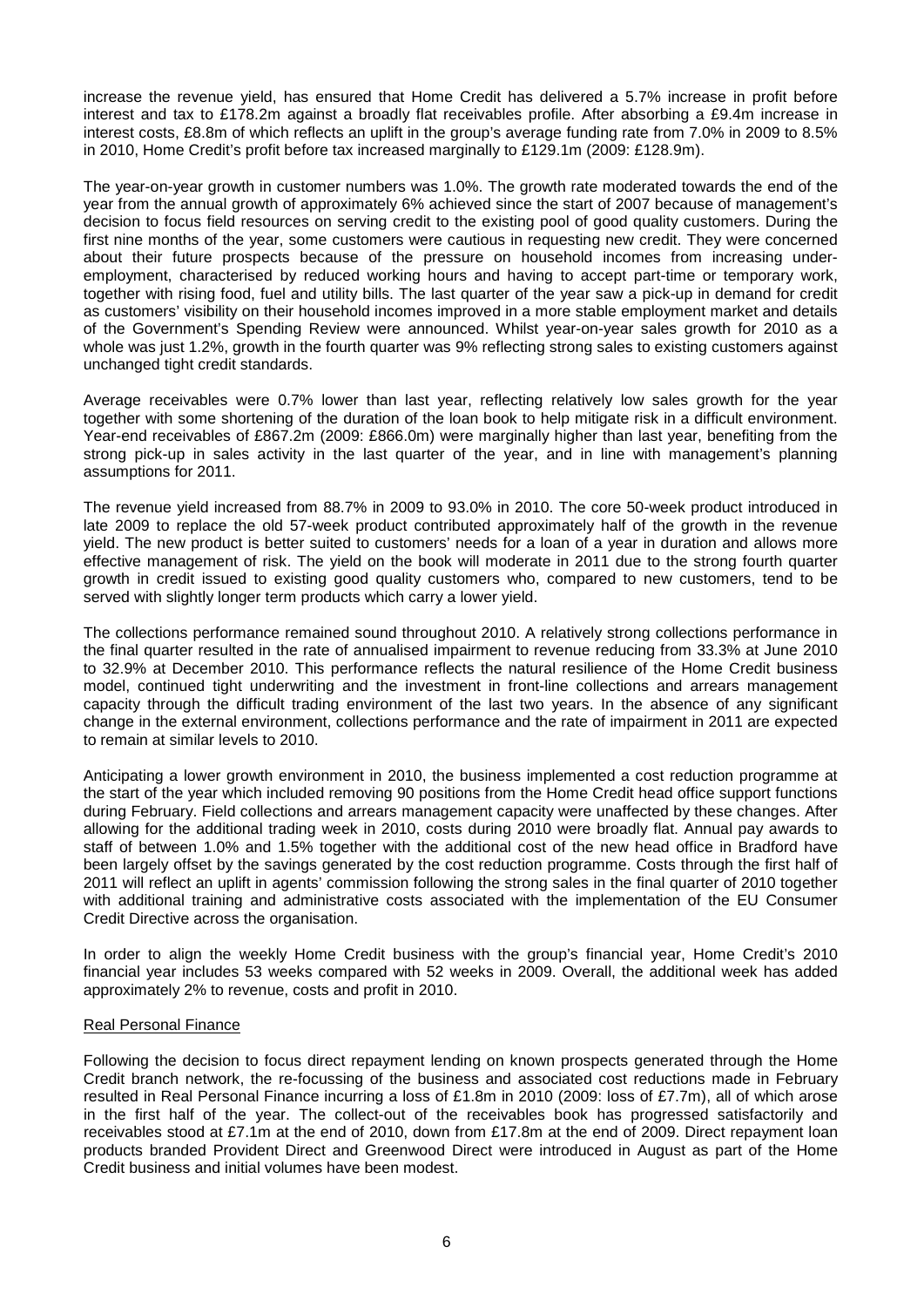increase the revenue yield, has ensured that Home Credit has delivered a 5.7% increase in profit before interest and tax to £178.2m against a broadly flat receivables profile. After absorbing a £9.4m increase in interest costs, £8.8m of which reflects an uplift in the group's average funding rate from 7.0% in 2009 to 8.5% in 2010, Home Credit's profit before tax increased marginally to £129.1m (2009: £128.9m).

The year-on-year growth in customer numbers was 1.0%. The growth rate moderated towards the end of the year from the annual growth of approximately 6% achieved since the start of 2007 because of management's decision to focus field resources on serving credit to the existing pool of good quality customers. During the first nine months of the year, some customers were cautious in requesting new credit. They were concerned about their future prospects because of the pressure on household incomes from increasing under-employment, characterised by reduced working hours and having to accept part-time or temporary work, together with rising food, fuel and utility bills. The last quarter of the year saw a pick-up in demand for credit as customers' visibility on their household incomes improved in a more stable employment market and details of the Government's Spending Review were announced. Whilst year-on-year sales growth for 2010 as a whole was just 1.2%, growth in the fourth quarter was 9% reflecting strong sales to existing customers against unchanged tight credit standards.

Average receivables were 0.7% lower than last year, reflecting relatively low sales growth for the year together with some shortening of the duration of the loan book to help mitigate risk in a difficult environment. Year-end receivables of £867.2m (2009: £866.0m) were marginally higher than last year, benefiting from the strong pick-up in sales activity in the last quarter of the year, and in line with management's planning assumptions for 2011.

The revenue yield increased from 88.7% in 2009 to 93.0% in 2010. The core 50-week product introduced in late 2009 to replace the old 57-week product contributed approximately half of the growth in the revenue yield. The new product is better suited to customers' needs for a loan of a year in duration and allows more effective management of risk. The yield on the book will moderate in 2011 due to the strong fourth quarter growth in credit issued to existing good quality customers who, compared to new customers, tend to be served with slightly longer term products which carry a lower yield.

The collections performance remained sound throughout 2010. A relatively strong collections performance in the final quarter resulted in the rate of annualised impairment to revenue reducing from 33.3% at June 2010 to 32.9% at December 2010. This performance reflects the natural resilience of the Home Credit business model, continued tight underwriting and the investment in front-line collections and arrears management capacity through the difficult trading environment of the last two years. In the absence of any significant change in the external environment, collections performance and the rate of impairment in 2011 are expected to remain at similar levels to 2010.

Anticipating a lower growth environment in 2010, the business implemented a cost reduction programme at the start of the year which included removing 90 positions from the Home Credit head office support functions during February. Field collections and arrears management capacity were unaffected by these changes. After allowing for the additional trading week in 2010, costs during 2010 were broadly flat. Annual pay awards to staff of between 1.0% and 1.5% together with the additional cost of the new head office in Bradford have been largely offset by the savings generated by the cost reduction programme. Costs through the first half of 2011 will reflect an uplift in agents' commission following the strong sales in the final quarter of 2010 together with additional training and administrative costs associated with the implementation of the EU Consumer Credit Directive across the organisation.

In order to align the weekly Home Credit business with the group's financial year, Home Credit's 2010 financial year includes 53 weeks compared with 52 weeks in 2009. Overall, the additional week has added approximately 2% to revenue, costs and profit in 2010.

## Real Personal Finance

Following the decision to focus direct repayment lending on known prospects generated through the Home Credit branch network, the re-focussing of the business and associated cost reductions made in February resulted in Real Personal Finance incurring a loss of £1.8m in 2010 (2009: loss of £7.7m), all of which arose in the first half of the year. The collect-out of the receivables book has progressed satisfactorily and receivables stood at £7.1m at the end of 2010, down from £17.8m at the end of 2009. Direct repayment loan products branded Provident Direct and Greenwood Direct were introduced in August as part of the Home Credit business and initial volumes have been modest.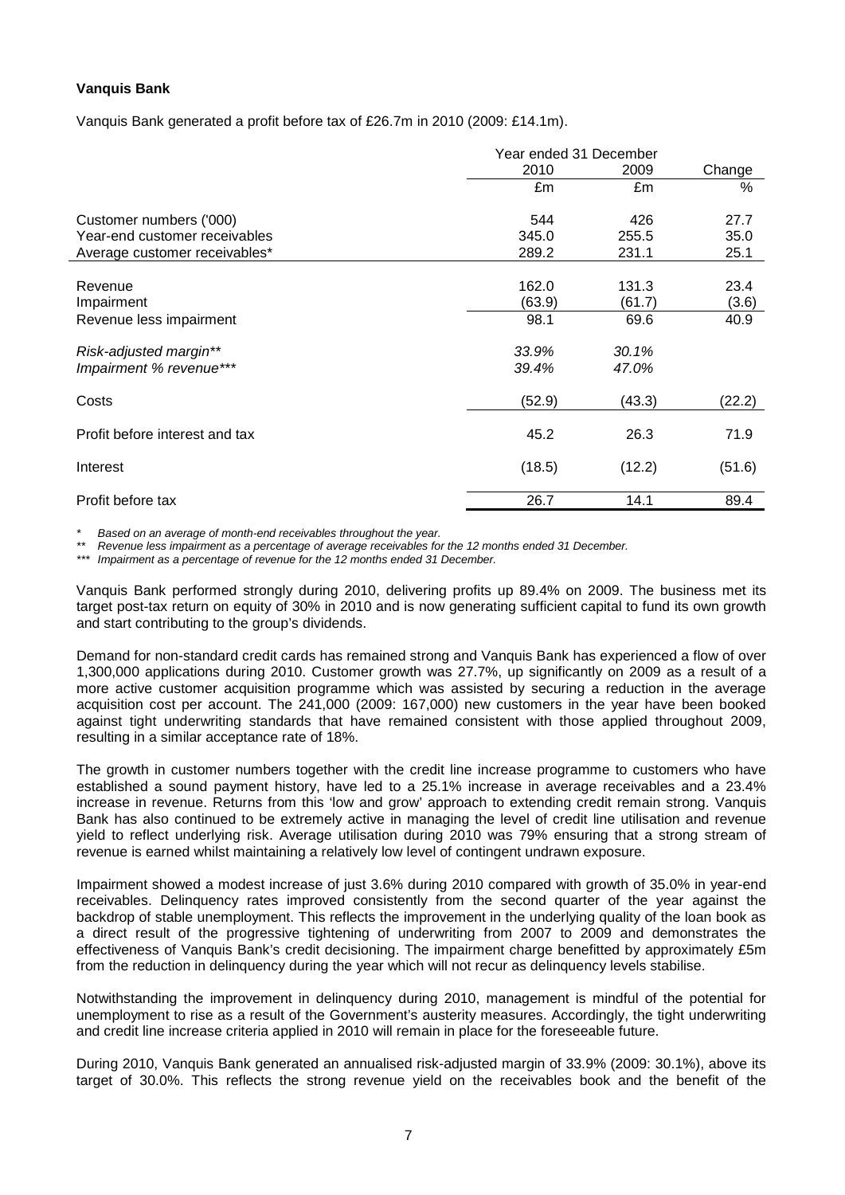**Vanquis Bank**

Vanquis Bank generated a profit before tax of £26.7m in 2010 (2009: £14.1m).

| | Year ended 31 December | | |
|---|---|---|---|
| | 2010 | 2009 | Change |
| | £m | £m | % |
| Customer numbers ('000) | 544 | 426 | 27.7 |
| Year-end customer receivables | 345.0 | 255.5 | 35.0 |
| Average customer receivables* | 289.2 | 231.1 | 25.1 |
| Revenue | 162.0 | 131.3 | 23.4 |
| Impairment | (63.9) | (61.7) | (3.6) |
| Revenue less impairment | 98.1 | 69.6 | 40.9 |
| *Risk-adjusted margin*** | *33.9%* | *30.1%* | |
| *Impairment % revenue**** | *39.4%* | *47.0%* | |
| Costs | (52.9) | (43.3) | (22.2) |
| Profit before interest and tax | 45.2 | 26.3 | 71.9 |
| Interest | (18.5) | (12.2) | (51.6) |
| Profit before tax | 26.7 | 14.1 | 89.4 |

*\* Based on an average of month-end receivables throughout the year.*
*\*\* Revenue less impairment as a percentage of average receivables for the 12 months ended 31 December.*
*\*\*\* Impairment as a percentage of revenue for the 12 months ended 31 December.*

Vanquis Bank performed strongly during 2010, delivering profits up 89.4% on 2009. The business met its target post-tax return on equity of 30% in 2010 and is now generating sufficient capital to fund its own growth and start contributing to the group's dividends.

Demand for non-standard credit cards has remained strong and Vanquis Bank has experienced a flow of over 1,300,000 applications during 2010. Customer growth was 27.7%, up significantly on 2009 as a result of a more active customer acquisition programme which was assisted by securing a reduction in the average acquisition cost per account. The 241,000 (2009: 167,000) new customers in the year have been booked against tight underwriting standards that have remained consistent with those applied throughout 2009, resulting in a similar acceptance rate of 18%.

The growth in customer numbers together with the credit line increase programme to customers who have established a sound payment history, have led to a 25.1% increase in average receivables and a 23.4% increase in revenue. Returns from this 'low and grow' approach to extending credit remain strong. Vanquis Bank has also continued to be extremely active in managing the level of credit line utilisation and revenue yield to reflect underlying risk. Average utilisation during 2010 was 79% ensuring that a strong stream of revenue is earned whilst maintaining a relatively low level of contingent undrawn exposure.

Impairment showed a modest increase of just 3.6% during 2010 compared with growth of 35.0% in year-end receivables. Delinquency rates improved consistently from the second quarter of the year against the backdrop of stable unemployment. This reflects the improvement in the underlying quality of the loan book as a direct result of the progressive tightening of underwriting from 2007 to 2009 and demonstrates the effectiveness of Vanquis Bank's credit decisioning. The impairment charge benefitted by approximately £5m from the reduction in delinquency during the year which will not recur as delinquency levels stabilise.

Notwithstanding the improvement in delinquency during 2010, management is mindful of the potential for unemployment to rise as a result of the Government's austerity measures. Accordingly, the tight underwriting and credit line increase criteria applied in 2010 will remain in place for the foreseeable future.

During 2010, Vanquis Bank generated an annualised risk-adjusted margin of 33.9% (2009: 30.1%), above its target of 30.0%. This reflects the strong revenue yield on the receivables book and the benefit of the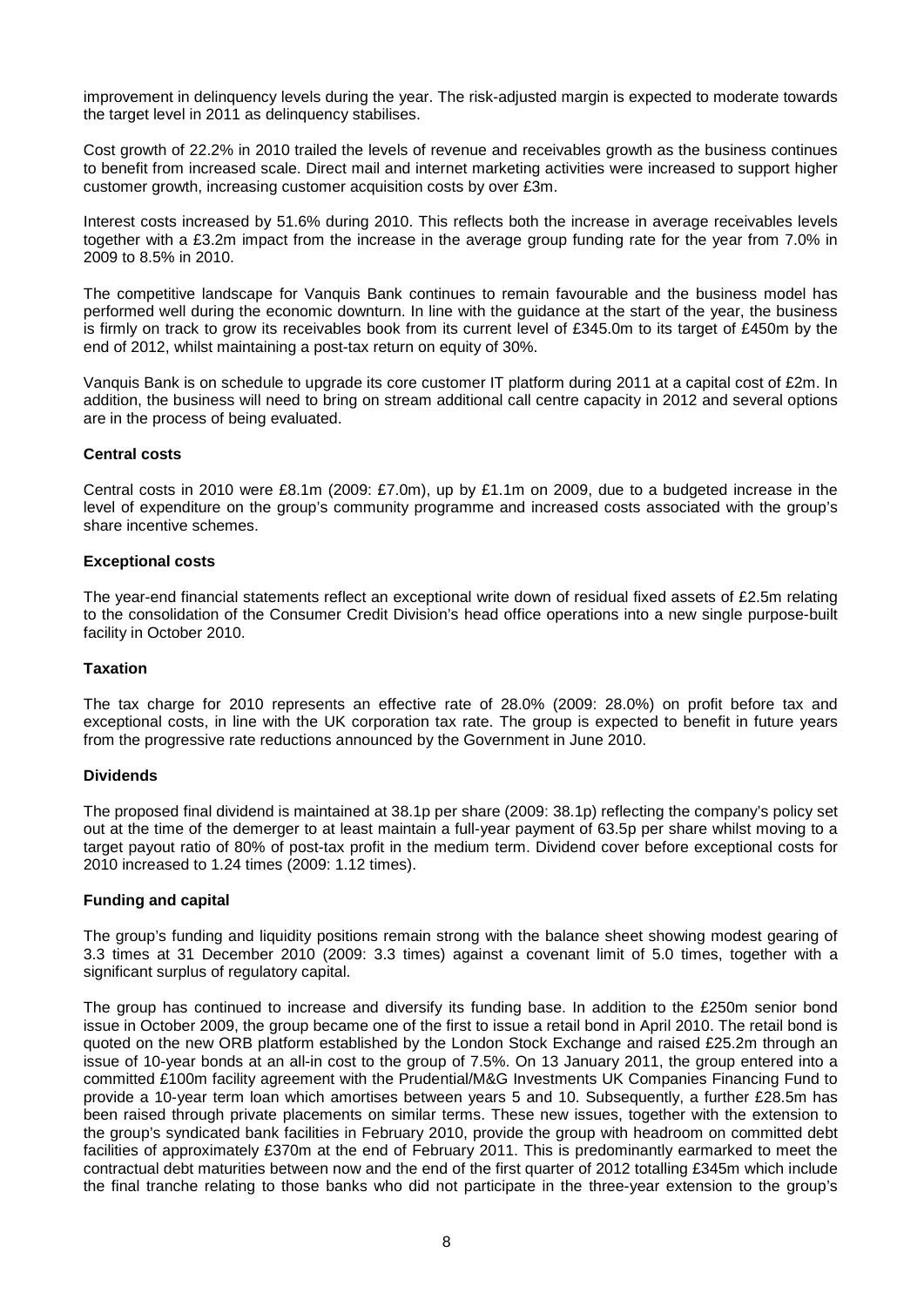improvement in delinquency levels during the year. The risk-adjusted margin is expected to moderate towards the target level in 2011 as delinquency stabilises.

Cost growth of 22.2% in 2010 trailed the levels of revenue and receivables growth as the business continues to benefit from increased scale. Direct mail and internet marketing activities were increased to support higher customer growth, increasing customer acquisition costs by over £3m.

Interest costs increased by 51.6% during 2010. This reflects both the increase in average receivables levels together with a £3.2m impact from the increase in the average group funding rate for the year from 7.0% in 2009 to 8.5% in 2010.

The competitive landscape for Vanquis Bank continues to remain favourable and the business model has performed well during the economic downturn. In line with the guidance at the start of the year, the business is firmly on track to grow its receivables book from its current level of £345.0m to its target of £450m by the end of 2012, whilst maintaining a post-tax return on equity of 30%.

Vanquis Bank is on schedule to upgrade its core customer IT platform during 2011 at a capital cost of £2m. In addition, the business will need to bring on stream additional call centre capacity in 2012 and several options are in the process of being evaluated.

**Central costs**

Central costs in 2010 were £8.1m (2009: £7.0m), up by £1.1m on 2009, due to a budgeted increase in the level of expenditure on the group's community programme and increased costs associated with the group's share incentive schemes.

**Exceptional costs**

The year-end financial statements reflect an exceptional write down of residual fixed assets of £2.5m relating to the consolidation of the Consumer Credit Division's head office operations into a new single purpose-built facility in October 2010.

**Taxation**

The tax charge for 2010 represents an effective rate of 28.0% (2009: 28.0%) on profit before tax and exceptional costs, in line with the UK corporation tax rate. The group is expected to benefit in future years from the progressive rate reductions announced by the Government in June 2010.

**Dividends**

The proposed final dividend is maintained at 38.1p per share (2009: 38.1p) reflecting the company's policy set out at the time of the demerger to at least maintain a full-year payment of 63.5p per share whilst moving to a target payout ratio of 80% of post-tax profit in the medium term. Dividend cover before exceptional costs for 2010 increased to 1.24 times (2009: 1.12 times).

**Funding and capital**

The group's funding and liquidity positions remain strong with the balance sheet showing modest gearing of 3.3 times at 31 December 2010 (2009: 3.3 times) against a covenant limit of 5.0 times, together with a significant surplus of regulatory capital.

The group has continued to increase and diversify its funding base. In addition to the £250m senior bond issue in October 2009, the group became one of the first to issue a retail bond in April 2010. The retail bond is quoted on the new ORB platform established by the London Stock Exchange and raised £25.2m through an issue of 10-year bonds at an all-in cost to the group of 7.5%. On 13 January 2011, the group entered into a committed £100m facility agreement with the Prudential/M&G Investments UK Companies Financing Fund to provide a 10-year term loan which amortises between years 5 and 10. Subsequently, a further £28.5m has been raised through private placements on similar terms. These new issues, together with the extension to the group's syndicated bank facilities in February 2010, provide the group with headroom on committed debt facilities of approximately £370m at the end of February 2011. This is predominantly earmarked to meet the contractual debt maturities between now and the end of the first quarter of 2012 totalling £345m which include the final tranche relating to those banks who did not participate in the three-year extension to the group's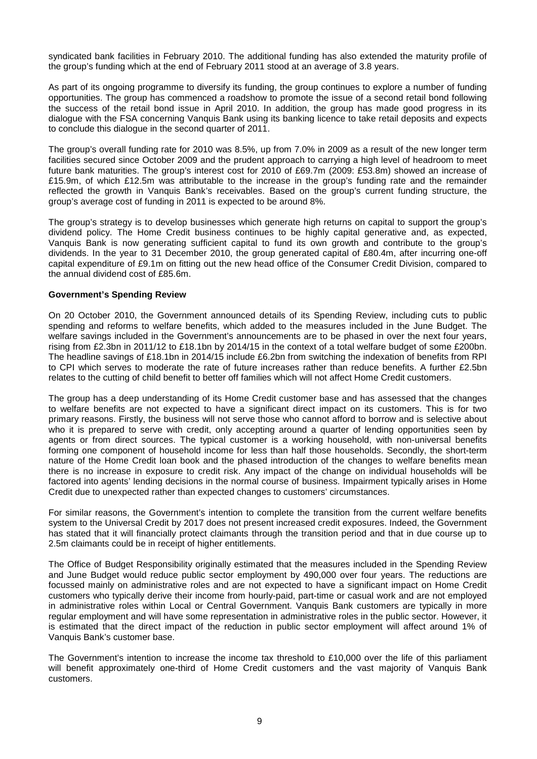syndicated bank facilities in February 2010. The additional funding has also extended the maturity profile of the group's funding which at the end of February 2011 stood at an average of 3.8 years.

As part of its ongoing programme to diversify its funding, the group continues to explore a number of funding opportunities. The group has commenced a roadshow to promote the issue of a second retail bond following the success of the retail bond issue in April 2010. In addition, the group has made good progress in its dialogue with the FSA concerning Vanquis Bank using its banking licence to take retail deposits and expects to conclude this dialogue in the second quarter of 2011.

The group's overall funding rate for 2010 was 8.5%, up from 7.0% in 2009 as a result of the new longer term facilities secured since October 2009 and the prudent approach to carrying a high level of headroom to meet future bank maturities. The group's interest cost for 2010 of £69.7m (2009: £53.8m) showed an increase of £15.9m, of which £12.5m was attributable to the increase in the group's funding rate and the remainder reflected the growth in Vanquis Bank's receivables. Based on the group's current funding structure, the group's average cost of funding in 2011 is expected to be around 8%.

The group's strategy is to develop businesses which generate high returns on capital to support the group's dividend policy. The Home Credit business continues to be highly capital generative and, as expected, Vanquis Bank is now generating sufficient capital to fund its own growth and contribute to the group's dividends. In the year to 31 December 2010, the group generated capital of £80.4m, after incurring one-off capital expenditure of £9.1m on fitting out the new head office of the Consumer Credit Division, compared to the annual dividend cost of £85.6m.

**Government's Spending Review**

On 20 October 2010, the Government announced details of its Spending Review, including cuts to public spending and reforms to welfare benefits, which added to the measures included in the June Budget. The welfare savings included in the Government's announcements are to be phased in over the next four years, rising from £2.3bn in 2011/12 to £18.1bn by 2014/15 in the context of a total welfare budget of some £200bn. The headline savings of £18.1bn in 2014/15 include £6.2bn from switching the indexation of benefits from RPI to CPI which serves to moderate the rate of future increases rather than reduce benefits. A further £2.5bn relates to the cutting of child benefit to better off families which will not affect Home Credit customers.

The group has a deep understanding of its Home Credit customer base and has assessed that the changes to welfare benefits are not expected to have a significant direct impact on its customers. This is for two primary reasons. Firstly, the business will not serve those who cannot afford to borrow and is selective about who it is prepared to serve with credit, only accepting around a quarter of lending opportunities seen by agents or from direct sources. The typical customer is a working household, with non-universal benefits forming one component of household income for less than half those households. Secondly, the short-term nature of the Home Credit loan book and the phased introduction of the changes to welfare benefits mean there is no increase in exposure to credit risk. Any impact of the change on individual households will be factored into agents' lending decisions in the normal course of business. Impairment typically arises in Home Credit due to unexpected rather than expected changes to customers' circumstances.

For similar reasons, the Government's intention to complete the transition from the current welfare benefits system to the Universal Credit by 2017 does not present increased credit exposures. Indeed, the Government has stated that it will financially protect claimants through the transition period and that in due course up to 2.5m claimants could be in receipt of higher entitlements.

The Office of Budget Responsibility originally estimated that the measures included in the Spending Review and June Budget would reduce public sector employment by 490,000 over four years. The reductions are focussed mainly on administrative roles and are not expected to have a significant impact on Home Credit customers who typically derive their income from hourly-paid, part-time or casual work and are not employed in administrative roles within Local or Central Government. Vanquis Bank customers are typically in more regular employment and will have some representation in administrative roles in the public sector. However, it is estimated that the direct impact of the reduction in public sector employment will affect around 1% of Vanquis Bank's customer base.

The Government's intention to increase the income tax threshold to £10,000 over the life of this parliament will benefit approximately one-third of Home Credit customers and the vast majority of Vanquis Bank customers.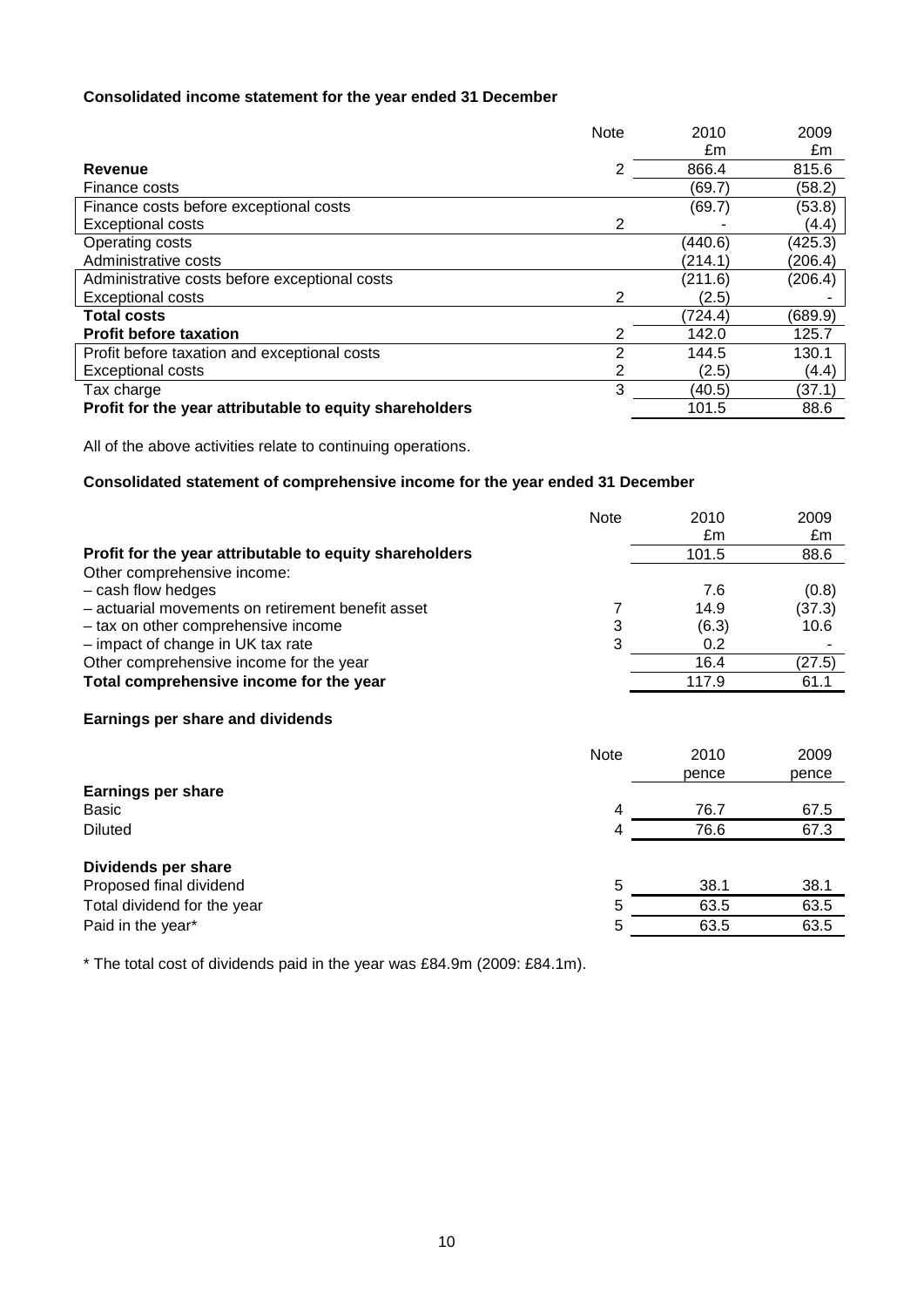**Consolidated income statement for the year ended 31 December**

| | Note | 2010 £m | 2009 £m |
|---|---|---|---|
| **Revenue** | 2 | 866.4 | 815.6 |
| Finance costs | | (69.7) | (58.2) |
| Finance costs before exceptional costs | | (69.7) | (53.8) |
| Exceptional costs | 2 | - | (4.4) |
| Operating costs | | (440.6) | (425.3) |
| Administrative costs | | (214.1) | (206.4) |
| Administrative costs before exceptional costs | | (211.6) | (206.4) |
| Exceptional costs | 2 | (2.5) | - |
| **Total costs** | | (724.4) | (689.9) |
| **Profit before taxation** | 2 | 142.0 | 125.7 |
| Profit before taxation and exceptional costs | 2 | 144.5 | 130.1 |
| Exceptional costs | 2 | (2.5) | (4.4) |
| Tax charge | 3 | (40.5) | (37.1) |
| **Profit for the year attributable to equity shareholders** | | 101.5 | 88.6 |

All of the above activities relate to continuing operations.

**Consolidated statement of comprehensive income for the year ended 31 December**

| | Note | 2010 £m | 2009 £m |
|---|---|---|---|
| **Profit for the year attributable to equity shareholders** | | 101.5 | 88.6 |
| Other comprehensive income: | | | |
| – cash flow hedges | | 7.6 | (0.8) |
| – actuarial movements on retirement benefit asset | 7 | 14.9 | (37.3) |
| – tax on other comprehensive income | 3 | (6.3) | 10.6 |
| – impact of change in UK tax rate | 3 | 0.2 | - |
| Other comprehensive income for the year | | 16.4 | (27.5) |
| **Total comprehensive income for the year** | | 117.9 | 61.1 |

**Earnings per share and dividends**

| | Note | 2010 pence | 2009 pence |
|---|---|---|---|
| **Earnings per share** | | | |
| Basic | 4 | 76.7 | 67.5 |
| Diluted | 4 | 76.6 | 67.3 |
| **Dividends per share** | | | |
| Proposed final dividend | 5 | 38.1 | 38.1 |
| Total dividend for the year | 5 | 63.5 | 63.5 |
| Paid in the year* | 5 | 63.5 | 63.5 |

* The total cost of dividends paid in the year was £84.9m (2009: £84.1m).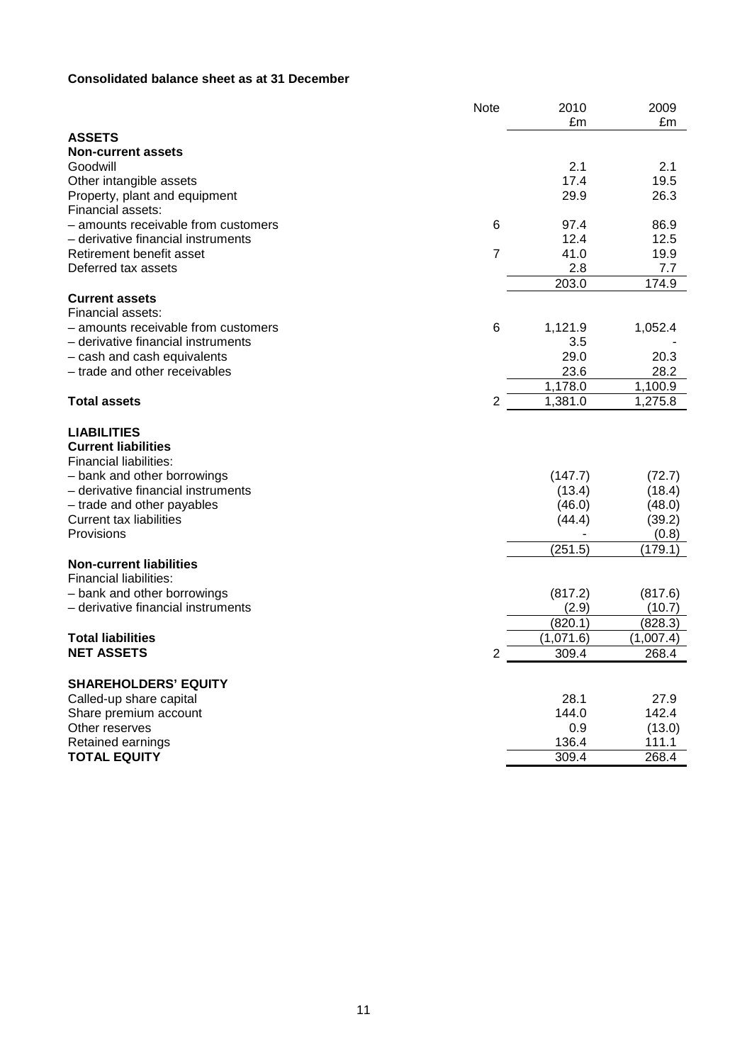**Consolidated balance sheet as at 31 December**

| | Note | 2010 £m | 2009 £m |
|---|---|---|---|
| **ASSETS** | | | |
| **Non-current assets** | | | |
| Goodwill | | 2.1 | 2.1 |
| Other intangible assets | | 17.4 | 19.5 |
| Property, plant and equipment | | 29.9 | 26.3 |
| Financial assets: | | | |
| – amounts receivable from customers | 6 | 97.4 | 86.9 |
| – derivative financial instruments | | 12.4 | 12.5 |
| Retirement benefit asset | 7 | 41.0 | 19.9 |
| Deferred tax assets | | 2.8 | 7.7 |
| | | 203.0 | 174.9 |
| **Current assets** | | | |
| Financial assets: | | | |
| – amounts receivable from customers | 6 | 1,121.9 | 1,052.4 |
| – derivative financial instruments | | 3.5 | - |
| – cash and cash equivalents | | 29.0 | 20.3 |
| – trade and other receivables | | 23.6 | 28.2 |
| | | 1,178.0 | 1,100.9 |
| **Total assets** | 2 | 1,381.0 | 1,275.8 |
| **LIABILITIES** | | | |
| **Current liabilities** | | | |
| Financial liabilities: | | | |
| – bank and other borrowings | | (147.7) | (72.7) |
| – derivative financial instruments | | (13.4) | (18.4) |
| – trade and other payables | | (46.0) | (48.0) |
| Current tax liabilities | | (44.4) | (39.2) |
| Provisions | | - | (0.8) |
| | | (251.5) | (179.1) |
| **Non-current liabilities** | | | |
| Financial liabilities: | | | |
| – bank and other borrowings | | (817.2) | (817.6) |
| – derivative financial instruments | | (2.9) | (10.7) |
| | | (820.1) | (828.3) |
| **Total liabilities** | | (1,071.6) | (1,007.4) |
| **NET ASSETS** | 2 | 309.4 | 268.4 |
| **SHAREHOLDERS' EQUITY** | | | |
| Called-up share capital | | 28.1 | 27.9 |
| Share premium account | | 144.0 | 142.4 |
| Other reserves | | 0.9 | (13.0) |
| Retained earnings | | 136.4 | 111.1 |
| **TOTAL EQUITY** | | 309.4 | 268.4 |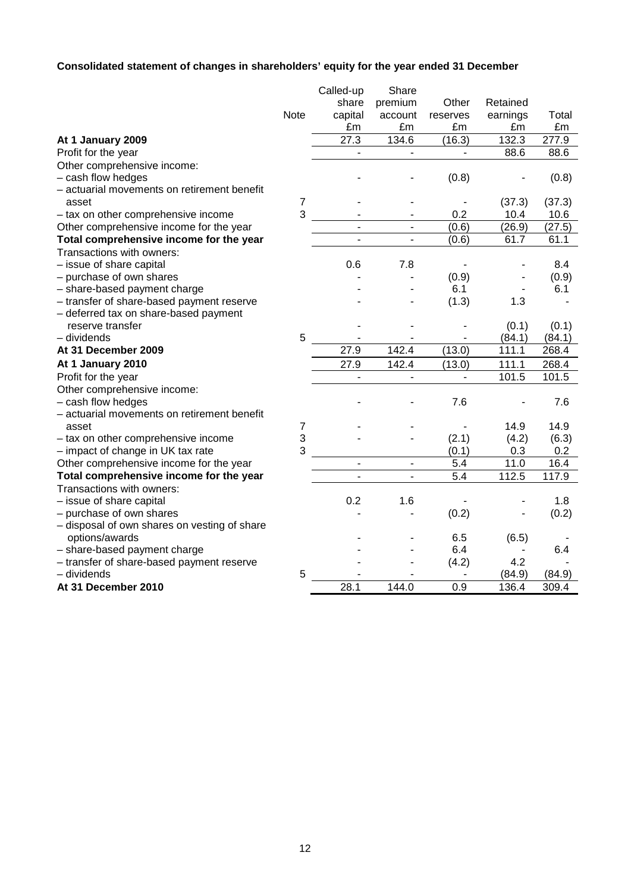**Consolidated statement of changes in shareholders' equity for the year ended 31 December**

| | Note | Called-up share capital £m | Share premium account £m | Other reserves £m | Retained earnings £m | Total £m |
|---|---|---|---|---|---|---|
| **At 1 January 2009** | | 27.3 | 134.6 | (16.3) | 132.3 | 277.9 |
| Profit for the year | | - | - | - | 88.6 | 88.6 |
| Other comprehensive income: | | | | | | |
| – cash flow hedges | | - | - | (0.8) | - | (0.8) |
| – actuarial movements on retirement benefit asset | 7 | - | - | - | (37.3) | (37.3) |
| – tax on other comprehensive income | 3 | - | - | 0.2 | 10.4 | 10.6 |
| Other comprehensive income for the year | | - | - | (0.6) | (26.9) | (27.5) |
| **Total comprehensive income for the year** | | - | - | (0.6) | 61.7 | 61.1 |
| Transactions with owners: | | | | | | |
| – issue of share capital | | 0.6 | 7.8 | - | - | 8.4 |
| – purchase of own shares | | - | - | (0.9) | - | (0.9) |
| – share-based payment charge | | - | - | 6.1 | - | 6.1 |
| – transfer of share-based payment reserve | | - | - | (1.3) | 1.3 | - |
| – deferred tax on share-based payment reserve transfer | | - | - | - | (0.1) | (0.1) |
| – dividends | 5 | - | - | - | (84.1) | (84.1) |
| **At 31 December 2009** | | 27.9 | 142.4 | (13.0) | 111.1 | 268.4 |
| **At 1 January 2010** | | 27.9 | 142.4 | (13.0) | 111.1 | 268.4 |
| Profit for the year | | - | - | - | 101.5 | 101.5 |
| Other comprehensive income: | | | | | | |
| – cash flow hedges | | - | - | 7.6 | - | 7.6 |
| – actuarial movements on retirement benefit asset | 7 | - | - | - | 14.9 | 14.9 |
| – tax on other comprehensive income | 3 | - | - | (2.1) | (4.2) | (6.3) |
| – impact of change in UK tax rate | 3 | | | (0.1) | 0.3 | 0.2 |
| Other comprehensive income for the year | | - | - | 5.4 | 11.0 | 16.4 |
| **Total comprehensive income for the year** | | - | - | 5.4 | 112.5 | 117.9 |
| Transactions with owners: | | | | | | |
| – issue of share capital | | 0.2 | 1.6 | - | - | 1.8 |
| – purchase of own shares | | - | - | (0.2) | - | (0.2) |
| – disposal of own shares on vesting of share options/awards | | - | - | 6.5 | (6.5) | - |
| – share-based payment charge | | - | - | 6.4 | - | 6.4 |
| – transfer of share-based payment reserve | | - | - | (4.2) | 4.2 | - |
| – dividends | 5 | - | - | - | (84.9) | (84.9) |
| **At 31 December 2010** | | 28.1 | 144.0 | 0.9 | 136.4 | 309.4 |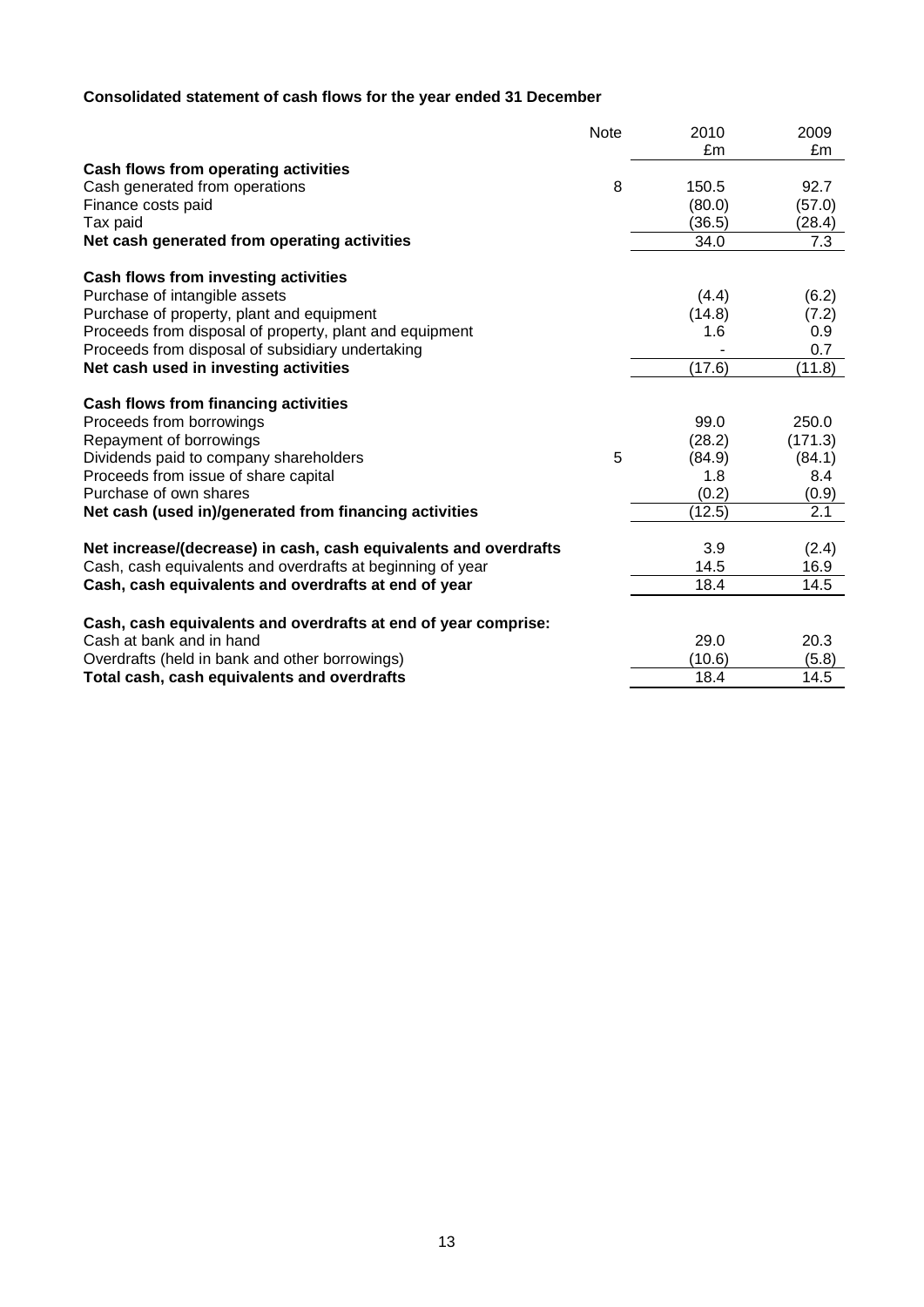**Consolidated statement of cash flows for the year ended 31 December**

| | Note | 2010<br>£m | 2009<br>£m |
|---|---|---|---|
| **Cash flows from operating activities** | | | |
| Cash generated from operations | 8 | 150.5 | 92.7 |
| Finance costs paid | | (80.0) | (57.0) |
| Tax paid | | (36.5) | (28.4) |
| **Net cash generated from operating activities** | | 34.0 | 7.3 |
| | | | |
| **Cash flows from investing activities** | | | |
| Purchase of intangible assets | | (4.4) | (6.2) |
| Purchase of property, plant and equipment | | (14.8) | (7.2) |
| Proceeds from disposal of property, plant and equipment | | 1.6 | 0.9 |
| Proceeds from disposal of subsidiary undertaking | | - | 0.7 |
| **Net cash used in investing activities** | | (17.6) | (11.8) |
| | | | |
| **Cash flows from financing activities** | | | |
| Proceeds from borrowings | | 99.0 | 250.0 |
| Repayment of borrowings | | (28.2) | (171.3) |
| Dividends paid to company shareholders | 5 | (84.9) | (84.1) |
| Proceeds from issue of share capital | | 1.8 | 8.4 |
| Purchase of own shares | | (0.2) | (0.9) |
| **Net cash (used in)/generated from financing activities** | | (12.5) | 2.1 |
| | | | |
| **Net increase/(decrease) in cash, cash equivalents and overdrafts** | | 3.9 | (2.4) |
| Cash, cash equivalents and overdrafts at beginning of year | | 14.5 | 16.9 |
| **Cash, cash equivalents and overdrafts at end of year** | | 18.4 | 14.5 |
| | | | |
| **Cash, cash equivalents and overdrafts at end of year comprise:** | | | |
| Cash at bank and in hand | | 29.0 | 20.3 |
| Overdrafts (held in bank and other borrowings) | | (10.6) | (5.8) |
| **Total cash, cash equivalents and overdrafts** | | 18.4 | 14.5 |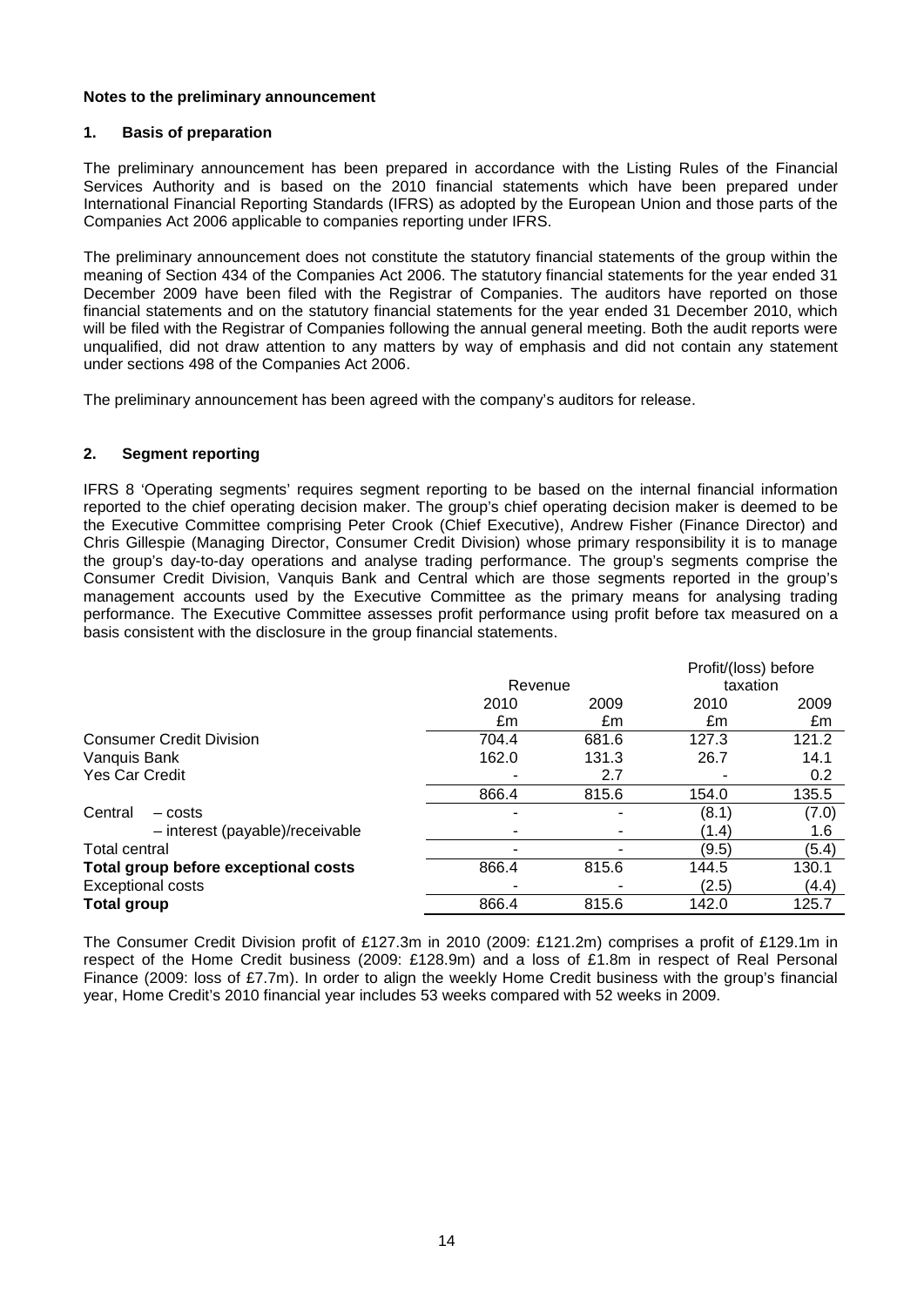**Notes to the preliminary announcement**

**1. Basis of preparation**

The preliminary announcement has been prepared in accordance with the Listing Rules of the Financial Services Authority and is based on the 2010 financial statements which have been prepared under International Financial Reporting Standards (IFRS) as adopted by the European Union and those parts of the Companies Act 2006 applicable to companies reporting under IFRS.

The preliminary announcement does not constitute the statutory financial statements of the group within the meaning of Section 434 of the Companies Act 2006. The statutory financial statements for the year ended 31 December 2009 have been filed with the Registrar of Companies. The auditors have reported on those financial statements and on the statutory financial statements for the year ended 31 December 2010, which will be filed with the Registrar of Companies following the annual general meeting. Both the audit reports were unqualified, did not draw attention to any matters by way of emphasis and did not contain any statement under sections 498 of the Companies Act 2006.

The preliminary announcement has been agreed with the company's auditors for release.

**2. Segment reporting**

IFRS 8 'Operating segments' requires segment reporting to be based on the internal financial information reported to the chief operating decision maker. The group's chief operating decision maker is deemed to be the Executive Committee comprising Peter Crook (Chief Executive), Andrew Fisher (Finance Director) and Chris Gillespie (Managing Director, Consumer Credit Division) whose primary responsibility it is to manage the group's day-to-day operations and analyse trading performance. The group's segments comprise the Consumer Credit Division, Vanquis Bank and Central which are those segments reported in the group's management accounts used by the Executive Committee as the primary means for analysing trading performance. The Executive Committee assesses profit performance using profit before tax measured on a basis consistent with the disclosure in the group financial statements.

| | Revenue | | Profit/(loss) before taxation | |
|---|---|---|---|---|
| | 2010 | 2009 | 2010 | 2009 |
| | £m | £m | £m | £m |
| Consumer Credit Division | 704.4 | 681.6 | 127.3 | 121.2 |
| Vanquis Bank | 162.0 | 131.3 | 26.7 | 14.1 |
| Yes Car Credit | - | 2.7 | - | 0.2 |
| | 866.4 | 815.6 | 154.0 | 135.5 |
| Central – costs | - | - | (8.1) | (7.0) |
| – interest (payable)/receivable | - | - | (1.4) | 1.6 |
| Total central | - | - | (9.5) | (5.4) |
| **Total group before exceptional costs** | 866.4 | 815.6 | 144.5 | 130.1 |
| Exceptional costs | - | - | (2.5) | (4.4) |
| **Total group** | 866.4 | 815.6 | 142.0 | 125.7 |

The Consumer Credit Division profit of £127.3m in 2010 (2009: £121.2m) comprises a profit of £129.1m in respect of the Home Credit business (2009: £128.9m) and a loss of £1.8m in respect of Real Personal Finance (2009: loss of £7.7m). In order to align the weekly Home Credit business with the group's financial year, Home Credit's 2010 financial year includes 53 weeks compared with 52 weeks in 2009.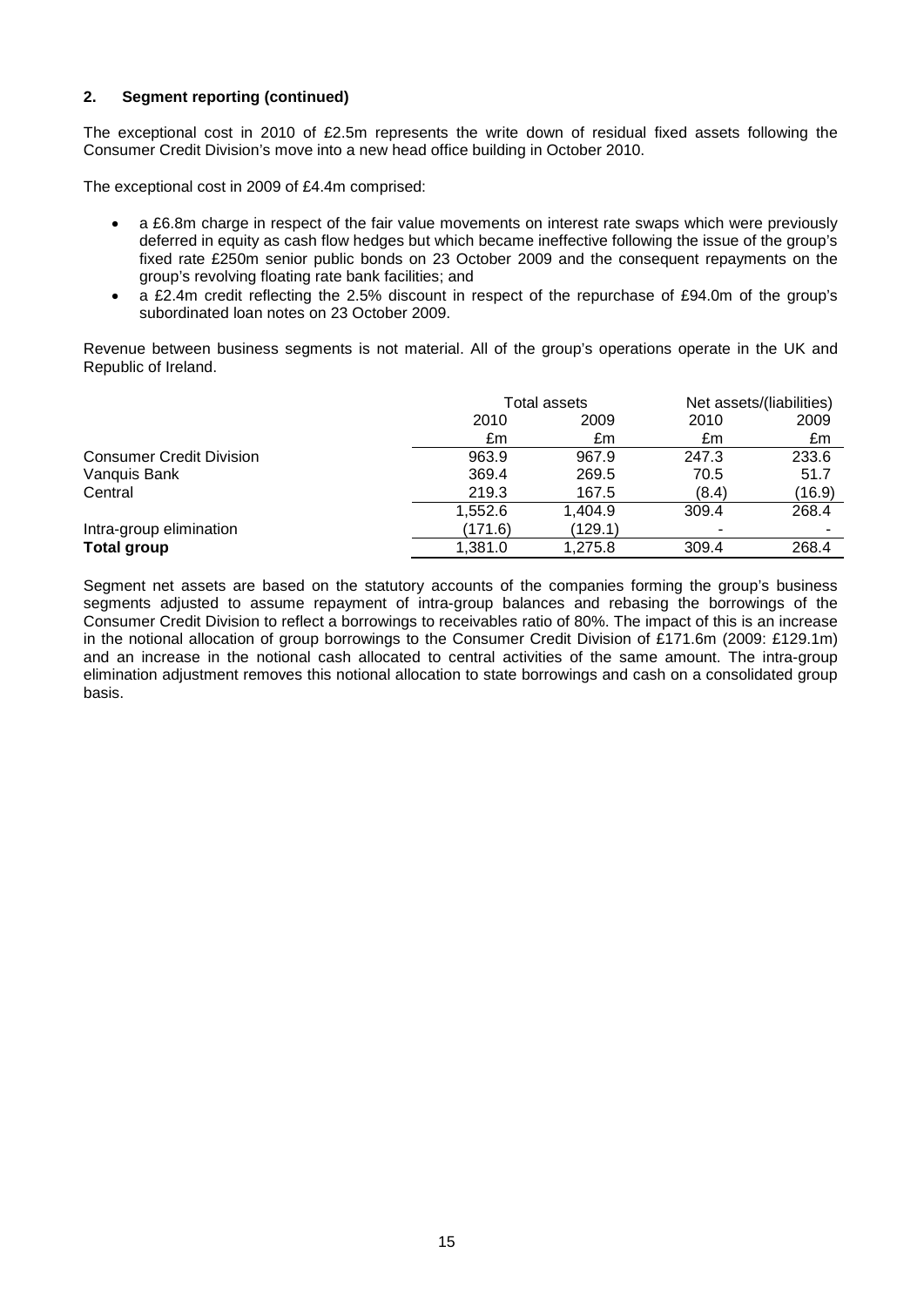## 2. Segment reporting (continued)

The exceptional cost in 2010 of £2.5m represents the write down of residual fixed assets following the Consumer Credit Division's move into a new head office building in October 2010.

The exceptional cost in 2009 of £4.4m comprised:

- a £6.8m charge in respect of the fair value movements on interest rate swaps which were previously deferred in equity as cash flow hedges but which became ineffective following the issue of the group's fixed rate £250m senior public bonds on 23 October 2009 and the consequent repayments on the group's revolving floating rate bank facilities; and
- a £2.4m credit reflecting the 2.5% discount in respect of the repurchase of £94.0m of the group's subordinated loan notes on 23 October 2009.

Revenue between business segments is not material. All of the group's operations operate in the UK and Republic of Ireland.

| | Total assets | | Net assets/(liabilities) | |
|---|---|---|---|---|
| | 2010 | 2009 | 2010 | 2009 |
| | £m | £m | £m | £m |
| Consumer Credit Division | 963.9 | 967.9 | 247.3 | 233.6 |
| Vanquis Bank | 369.4 | 269.5 | 70.5 | 51.7 |
| Central | 219.3 | 167.5 | (8.4) | (16.9) |
| | 1,552.6 | 1,404.9 | 309.4 | 268.4 |
| Intra-group elimination | (171.6) | (129.1) | - | - |
| **Total group** | 1,381.0 | 1,275.8 | 309.4 | 268.4 |

Segment net assets are based on the statutory accounts of the companies forming the group's business segments adjusted to assume repayment of intra-group balances and rebasing the borrowings of the Consumer Credit Division to reflect a borrowings to receivables ratio of 80%. The impact of this is an increase in the notional allocation of group borrowings to the Consumer Credit Division of £171.6m (2009: £129.1m) and an increase in the notional cash allocated to central activities of the same amount. The intra-group elimination adjustment removes this notional allocation to state borrowings and cash on a consolidated group basis.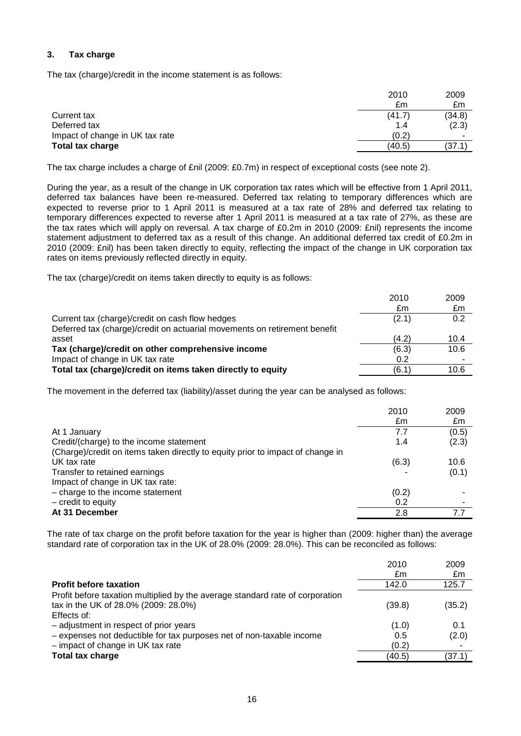### 3. Tax charge

The tax (charge)/credit in the income statement is as follows:

| | 2010 £m | 2009 £m |
|---|---|---|
| Current tax | (41.7) | (34.8) |
| Deferred tax | 1.4 | (2.3) |
| Impact of change in UK tax rate | (0.2) | - |
| **Total tax charge** | (40.5) | (37.1) |

The tax charge includes a charge of £nil (2009: £0.7m) in respect of exceptional costs (see note 2).

During the year, as a result of the change in UK corporation tax rates which will be effective from 1 April 2011, deferred tax balances have been re-measured. Deferred tax relating to temporary differences which are expected to reverse prior to 1 April 2011 is measured at a tax rate of 28% and deferred tax relating to temporary differences expected to reverse after 1 April 2011 is measured at a tax rate of 27%, as these are the tax rates which will apply on reversal. A tax charge of £0.2m in 2010 (2009: £nil) represents the income statement adjustment to deferred tax as a result of this change. An additional deferred tax credit of £0.2m in 2010 (2009: £nil) has been taken directly to equity, reflecting the impact of the change in UK corporation tax rates on items previously reflected directly in equity.

The tax (charge)/credit on items taken directly to equity is as follows:

| | 2010 £m | 2009 £m |
|---|---|---|
| Current tax (charge)/credit on cash flow hedges | (2.1) | 0.2 |
| Deferred tax (charge)/credit on actuarial movements on retirement benefit asset | (4.2) | 10.4 |
| **Tax (charge)/credit on other comprehensive income** | (6.3) | 10.6 |
| Impact of change in UK tax rate | 0.2 | - |
| **Total tax (charge)/credit on items taken directly to equity** | (6.1) | 10.6 |

The movement in the deferred tax (liability)/asset during the year can be analysed as follows:

| | 2010 £m | 2009 £m |
|---|---|---|
| At 1 January | 7.7 | (0.5) |
| Credit/(charge) to the income statement | 1.4 | (2.3) |
| (Charge)/credit on items taken directly to equity prior to impact of change in UK tax rate | (6.3) | 10.6 |
| Transfer to retained earnings | - | (0.1) |
| Impact of change in UK tax rate: | | |
| – charge to the income statement | (0.2) | - |
| – credit to equity | 0.2 | - |
| **At 31 December** | 2.8 | 7.7 |

The rate of tax charge on the profit before taxation for the year is higher than (2009: higher than) the average standard rate of corporation tax in the UK of 28.0% (2009: 28.0%). This can be reconciled as follows:

| | 2010 £m | 2009 £m |
|---|---|---|
| **Profit before taxation** | 142.0 | 125.7 |
| Profit before taxation multiplied by the average standard rate of corporation tax in the UK of 28.0% (2009: 28.0%) | (39.8) | (35.2) |
| Effects of: | | |
| – adjustment in respect of prior years | (1.0) | 0.1 |
| – expenses not deductible for tax purposes net of non-taxable income | 0.5 | (2.0) |
| – impact of change in UK tax rate | (0.2) | - |
| **Total tax charge** | (40.5) | (37.1) |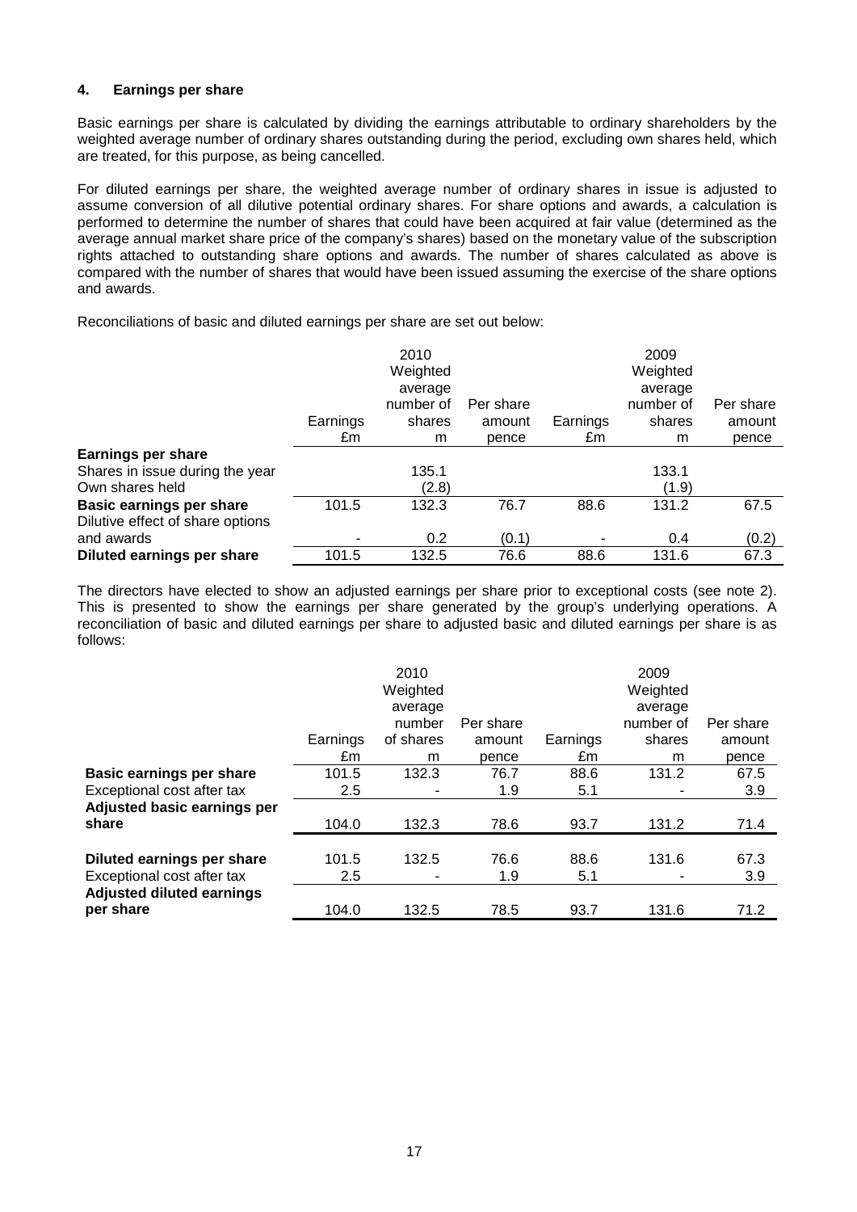## 4. Earnings per share

Basic earnings per share is calculated by dividing the earnings attributable to ordinary shareholders by the weighted average number of ordinary shares outstanding during the period, excluding own shares held, which are treated, for this purpose, as being cancelled.

For diluted earnings per share, the weighted average number of ordinary shares in issue is adjusted to assume conversion of all dilutive potential ordinary shares. For share options and awards, a calculation is performed to determine the number of shares that could have been acquired at fair value (determined as the average annual market share price of the company's shares) based on the monetary value of the subscription rights attached to outstanding share options and awards. The number of shares calculated as above is compared with the number of shares that would have been issued assuming the exercise of the share options and awards.

Reconciliations of basic and diluted earnings per share are set out below:

| | 2010 Earnings £m | 2010 Weighted average number of shares m | 2010 Per share amount pence | 2009 Earnings £m | 2009 Weighted average number of shares m | 2009 Per share amount pence |
|---|---|---|---|---|---|---|
| **Earnings per share** | | | | | | |
| Shares in issue during the year | | 135.1 | | | 133.1 | |
| Own shares held | | (2.8) | | | (1.9) | |
| **Basic earnings per share** | 101.5 | 132.3 | 76.7 | 88.6 | 131.2 | 67.5 |
| Dilutive effect of share options and awards | - | 0.2 | (0.1) | - | 0.4 | (0.2) |
| **Diluted earnings per share** | 101.5 | 132.5 | 76.6 | 88.6 | 131.6 | 67.3 |

The directors have elected to show an adjusted earnings per share prior to exceptional costs (see note 2). This is presented to show the earnings per share generated by the group's underlying operations. A reconciliation of basic and diluted earnings per share to adjusted basic and diluted earnings per share is as follows:

| | 2010 Earnings £m | 2010 Weighted average number of shares m | 2010 Per share amount pence | 2009 Earnings £m | 2009 Weighted average number of shares m | 2009 Per share amount pence |
|---|---|---|---|---|---|---|
| **Basic earnings per share** | 101.5 | 132.3 | 76.7 | 88.6 | 131.2 | 67.5 |
| Exceptional cost after tax | 2.5 | - | 1.9 | 5.1 | - | 3.9 |
| **Adjusted basic earnings per share** | 104.0 | 132.3 | 78.6 | 93.7 | 131.2 | 71.4 |
| | | | | | | |
| **Diluted earnings per share** | 101.5 | 132.5 | 76.6 | 88.6 | 131.6 | 67.3 |
| Exceptional cost after tax | 2.5 | - | 1.9 | 5.1 | - | 3.9 |
| **Adjusted diluted earnings per share** | 104.0 | 132.5 | 78.5 | 93.7 | 131.6 | 71.2 |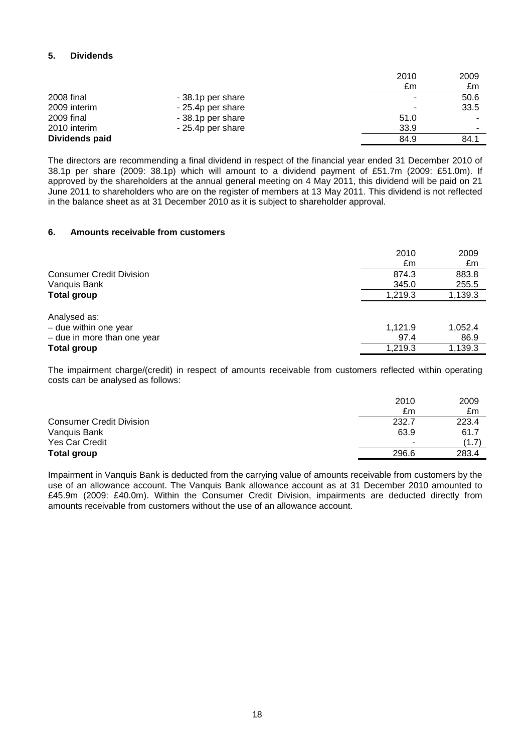## 5. Dividends

| | | 2010 | 2009 |
|---|---|---|---|
| | | £m | £m |
| 2008 final | - 38.1p per share | - | 50.6 |
| 2009 interim | - 25.4p per share | - | 33.5 |
| 2009 final | - 38.1p per share | 51.0 | - |
| 2010 interim | - 25.4p per share | 33.9 | - |
| **Dividends paid** | | 84.9 | 84.1 |

The directors are recommending a final dividend in respect of the financial year ended 31 December 2010 of 38.1p per share (2009: 38.1p) which will amount to a dividend payment of £51.7m (2009: £51.0m). If approved by the shareholders at the annual general meeting on 4 May 2011, this dividend will be paid on 21 June 2011 to shareholders who are on the register of members at 13 May 2011. This dividend is not reflected in the balance sheet as at 31 December 2010 as it is subject to shareholder approval.

## 6. Amounts receivable from customers

| | 2010 | 2009 |
|---|---|---|
| | £m | £m |
| Consumer Credit Division | 874.3 | 883.8 |
| Vanquis Bank | 345.0 | 255.5 |
| **Total group** | 1,219.3 | 1,139.3 |
| | | |
| Analysed as: | | |
| – due within one year | 1,121.9 | 1,052.4 |
| – due in more than one year | 97.4 | 86.9 |
| **Total group** | 1,219.3 | 1,139.3 |

The impairment charge/(credit) in respect of amounts receivable from customers reflected within operating costs can be analysed as follows:

| | 2010 | 2009 |
|---|---|---|
| | £m | £m |
| Consumer Credit Division | 232.7 | 223.4 |
| Vanquis Bank | 63.9 | 61.7 |
| Yes Car Credit | - | (1.7) |
| **Total group** | 296.6 | 283.4 |

Impairment in Vanquis Bank is deducted from the carrying value of amounts receivable from customers by the use of an allowance account. The Vanquis Bank allowance account as at 31 December 2010 amounted to £45.9m (2009: £40.0m). Within the Consumer Credit Division, impairments are deducted directly from amounts receivable from customers without the use of an allowance account.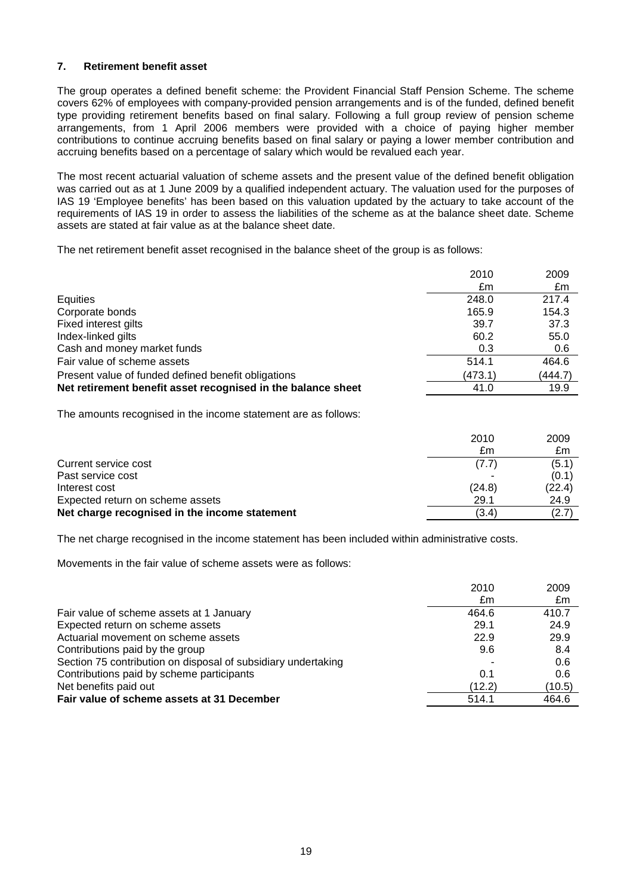### 7. Retirement benefit asset

The group operates a defined benefit scheme: the Provident Financial Staff Pension Scheme. The scheme covers 62% of employees with company-provided pension arrangements and is of the funded, defined benefit type providing retirement benefits based on final salary. Following a full group review of pension scheme arrangements, from 1 April 2006 members were provided with a choice of paying higher member contributions to continue accruing benefits based on final salary or paying a lower member contribution and accruing benefits based on a percentage of salary which would be revalued each year.

The most recent actuarial valuation of scheme assets and the present value of the defined benefit obligation was carried out as at 1 June 2009 by a qualified independent actuary. The valuation used for the purposes of IAS 19 'Employee benefits' has been based on this valuation updated by the actuary to take account of the requirements of IAS 19 in order to assess the liabilities of the scheme as at the balance sheet date. Scheme assets are stated at fair value as at the balance sheet date.

The net retirement benefit asset recognised in the balance sheet of the group is as follows:

| | 2010 £m | 2009 £m |
|---|---|---|
| Equities | 248.0 | 217.4 |
| Corporate bonds | 165.9 | 154.3 |
| Fixed interest gilts | 39.7 | 37.3 |
| Index-linked gilts | 60.2 | 55.0 |
| Cash and money market funds | 0.3 | 0.6 |
| Fair value of scheme assets | 514.1 | 464.6 |
| Present value of funded defined benefit obligations | (473.1) | (444.7) |
| **Net retirement benefit asset recognised in the balance sheet** | 41.0 | 19.9 |

The amounts recognised in the income statement are as follows:

| | 2010 £m | 2009 £m |
|---|---|---|
| Current service cost | (7.7) | (5.1) |
| Past service cost | - | (0.1) |
| Interest cost | (24.8) | (22.4) |
| Expected return on scheme assets | 29.1 | 24.9 |
| **Net charge recognised in the income statement** | (3.4) | (2.7) |

The net charge recognised in the income statement has been included within administrative costs.

Movements in the fair value of scheme assets were as follows:

| | 2010 £m | 2009 £m |
|---|---|---|
| Fair value of scheme assets at 1 January | 464.6 | 410.7 |
| Expected return on scheme assets | 29.1 | 24.9 |
| Actuarial movement on scheme assets | 22.9 | 29.9 |
| Contributions paid by the group | 9.6 | 8.4 |
| Section 75 contribution on disposal of subsidiary undertaking | - | 0.6 |
| Contributions paid by scheme participants | 0.1 | 0.6 |
| Net benefits paid out | (12.2) | (10.5) |
| **Fair value of scheme assets at 31 December** | 514.1 | 464.6 |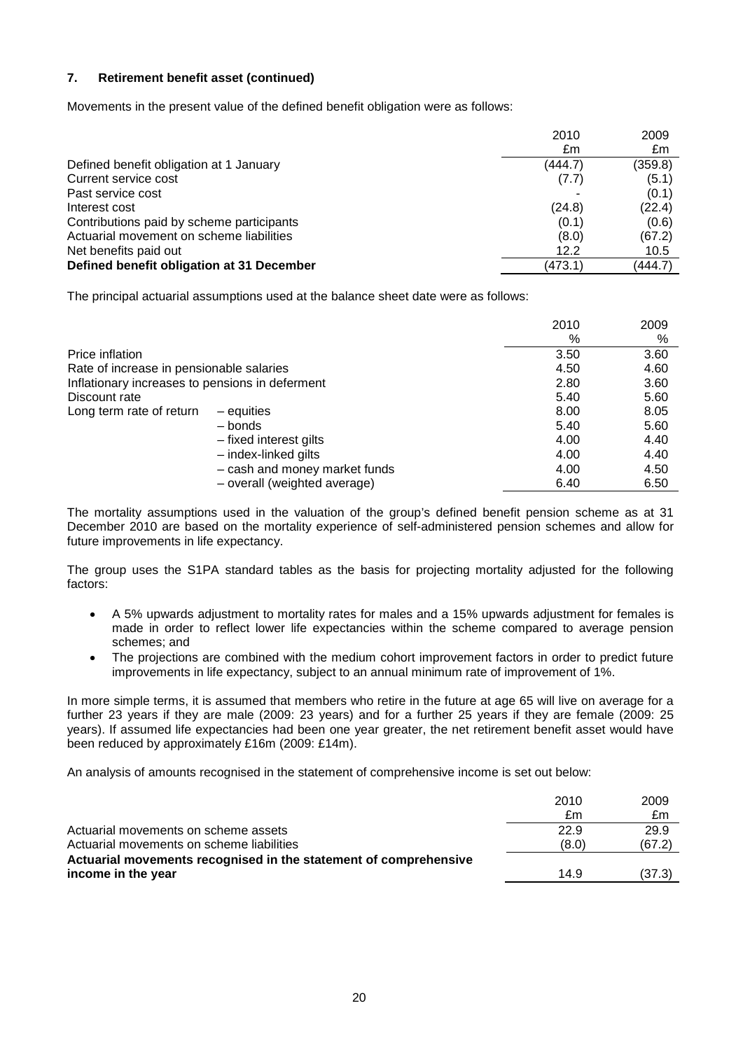### 7. Retirement benefit asset (continued)

Movements in the present value of the defined benefit obligation were as follows:

| | 2010 | 2009 |
|---|---|---|
| | £m | £m |
| Defined benefit obligation at 1 January | (444.7) | (359.8) |
| Current service cost | (7.7) | (5.1) |
| Past service cost | - | (0.1) |
| Interest cost | (24.8) | (22.4) |
| Contributions paid by scheme participants | (0.1) | (0.6) |
| Actuarial movement on scheme liabilities | (8.0) | (67.2) |
| Net benefits paid out | 12.2 | 10.5 |
| **Defined benefit obligation at 31 December** | (473.1) | (444.7) |

The principal actuarial assumptions used at the balance sheet date were as follows:

| | | 2010 | 2009 |
|---|---|---|---|
| | | % | % |
| Price inflation | | 3.50 | 3.60 |
| Rate of increase in pensionable salaries | | 4.50 | 4.60 |
| Inflationary increases to pensions in deferment | | 2.80 | 3.60 |
| Discount rate | | 5.40 | 5.60 |
| Long term rate of return | – equities | 8.00 | 8.05 |
| | – bonds | 5.40 | 5.60 |
| | – fixed interest gilts | 4.00 | 4.40 |
| | – index-linked gilts | 4.00 | 4.40 |
| | – cash and money market funds | 4.00 | 4.50 |
| | – overall (weighted average) | 6.40 | 6.50 |

The mortality assumptions used in the valuation of the group's defined benefit pension scheme as at 31 December 2010 are based on the mortality experience of self-administered pension schemes and allow for future improvements in life expectancy.

The group uses the S1PA standard tables as the basis for projecting mortality adjusted for the following factors:

- A 5% upwards adjustment to mortality rates for males and a 15% upwards adjustment for females is made in order to reflect lower life expectancies within the scheme compared to average pension schemes; and
- The projections are combined with the medium cohort improvement factors in order to predict future improvements in life expectancy, subject to an annual minimum rate of improvement of 1%.

In more simple terms, it is assumed that members who retire in the future at age 65 will live on average for a further 23 years if they are male (2009: 23 years) and for a further 25 years if they are female (2009: 25 years). If assumed life expectancies had been one year greater, the net retirement benefit asset would have been reduced by approximately £16m (2009: £14m).

An analysis of amounts recognised in the statement of comprehensive income is set out below:

| | 2010 | 2009 |
|---|---|---|
| | £m | £m |
| Actuarial movements on scheme assets | 22.9 | 29.9 |
| Actuarial movements on scheme liabilities | (8.0) | (67.2) |
| **Actuarial movements recognised in the statement of comprehensive income in the year** | 14.9 | (37.3) |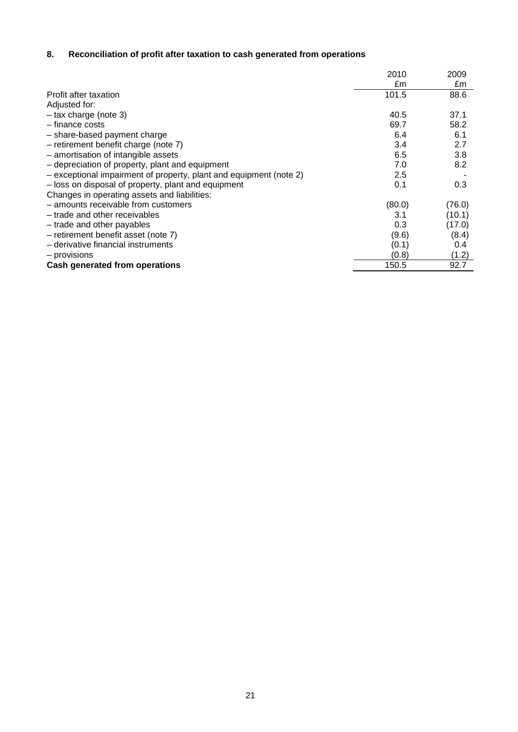## 8. Reconciliation of profit after taxation to cash generated from operations

| | 2010 £m | 2009 £m |
|---|---|---|
| Profit after taxation | 101.5 | 88.6 |
| Adjusted for: | | |
| – tax charge (note 3) | 40.5 | 37.1 |
| – finance costs | 69.7 | 58.2 |
| – share-based payment charge | 6.4 | 6.1 |
| – retirement benefit charge (note 7) | 3.4 | 2.7 |
| – amortisation of intangible assets | 6.5 | 3.8 |
| – depreciation of property, plant and equipment | 7.0 | 8.2 |
| – exceptional impairment of property, plant and equipment (note 2) | 2.5 | - |
| – loss on disposal of property, plant and equipment | 0.1 | 0.3 |
| Changes in operating assets and liabilities: | | |
| – amounts receivable from customers | (80.0) | (76.0) |
| – trade and other receivables | 3.1 | (10.1) |
| – trade and other payables | 0.3 | (17.0) |
| – retirement benefit asset (note 7) | (9.6) | (8.4) |
| – derivative financial instruments | (0.1) | 0.4 |
| – provisions | (0.8) | (1.2) |
| **Cash generated from operations** | 150.5 | 92.7 |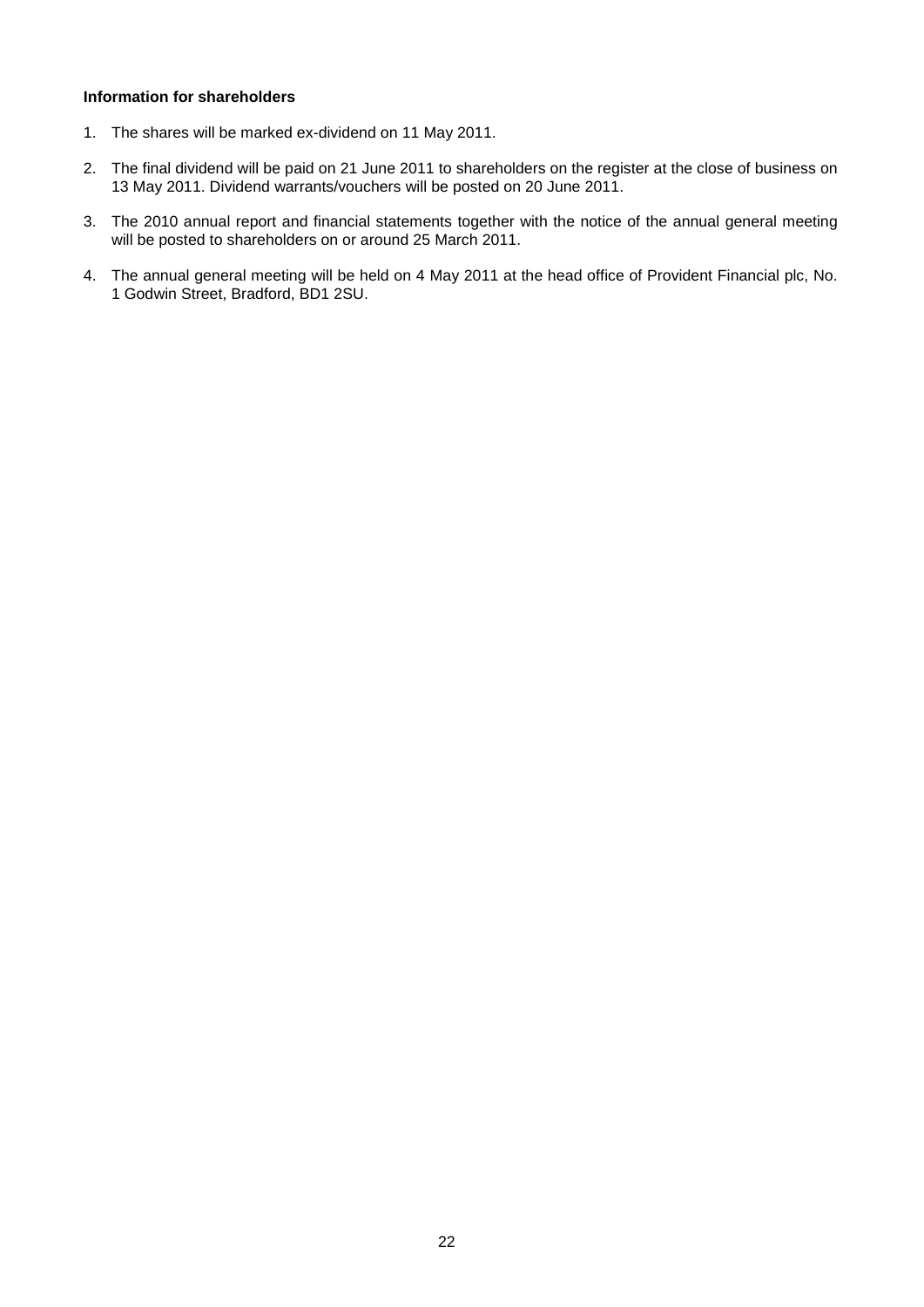**Information for shareholders**

1. The shares will be marked ex-dividend on 11 May 2011.
2. The final dividend will be paid on 21 June 2011 to shareholders on the register at the close of business on 13 May 2011. Dividend warrants/vouchers will be posted on 20 June 2011.
3. The 2010 annual report and financial statements together with the notice of the annual general meeting will be posted to shareholders on or around 25 March 2011.
4. The annual general meeting will be held on 4 May 2011 at the head office of Provident Financial plc, No. 1 Godwin Street, Bradford, BD1 2SU.